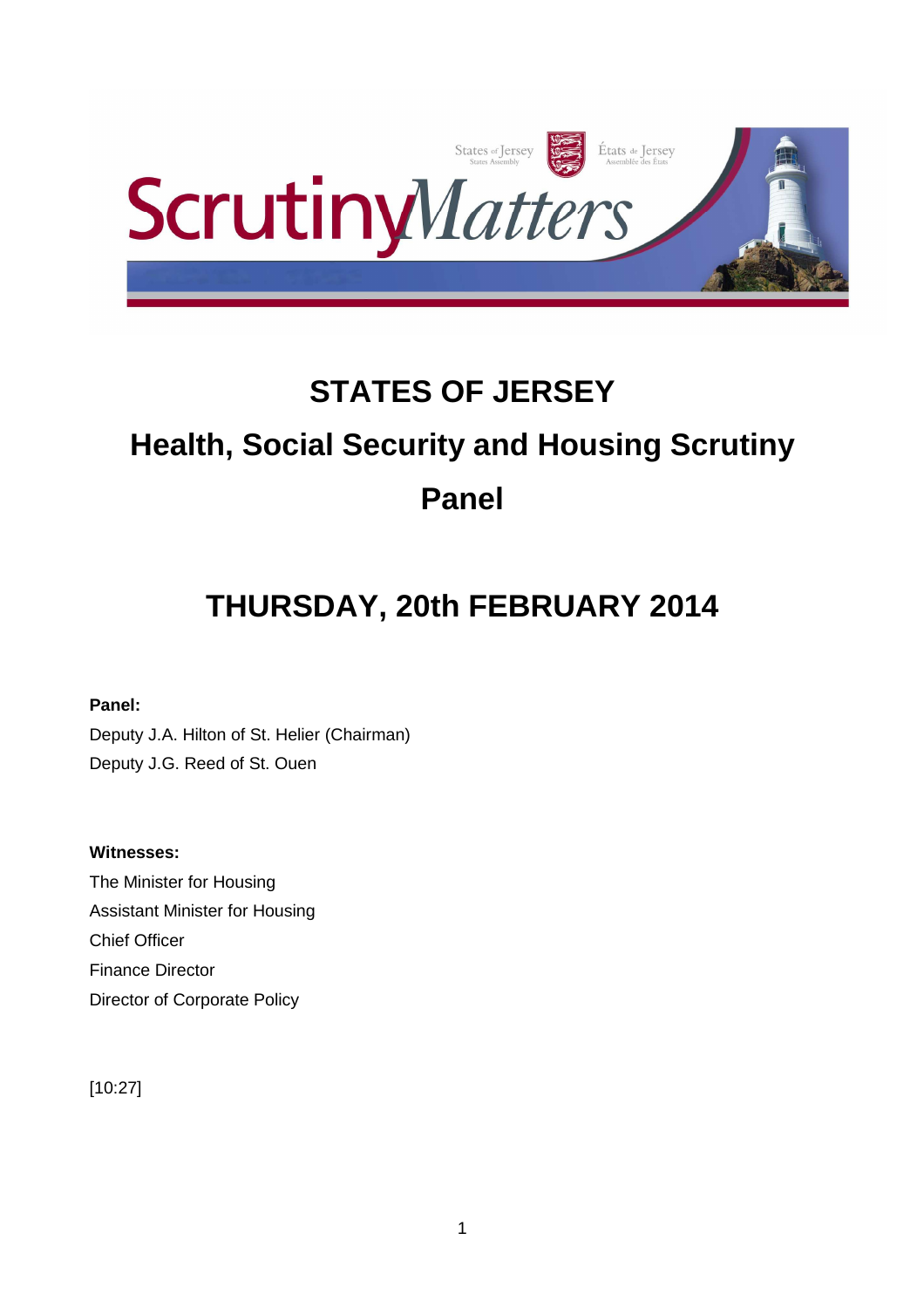# STATES OF JERSEY

# Health, Social Security and Housing Scrutiny Panel

## THURSDAY, 20th FEBRUARY 2014

**Panel:**

Deputy J.A. Hilton of St. Helier (Chairman)

Deputy J.G. Reed of St. Ouen

**Witnesses:**

The Minister for Housing

Assistant Minister for Housing

Chief Officer

Finance Director

Director of Corporate Policy

[10:27]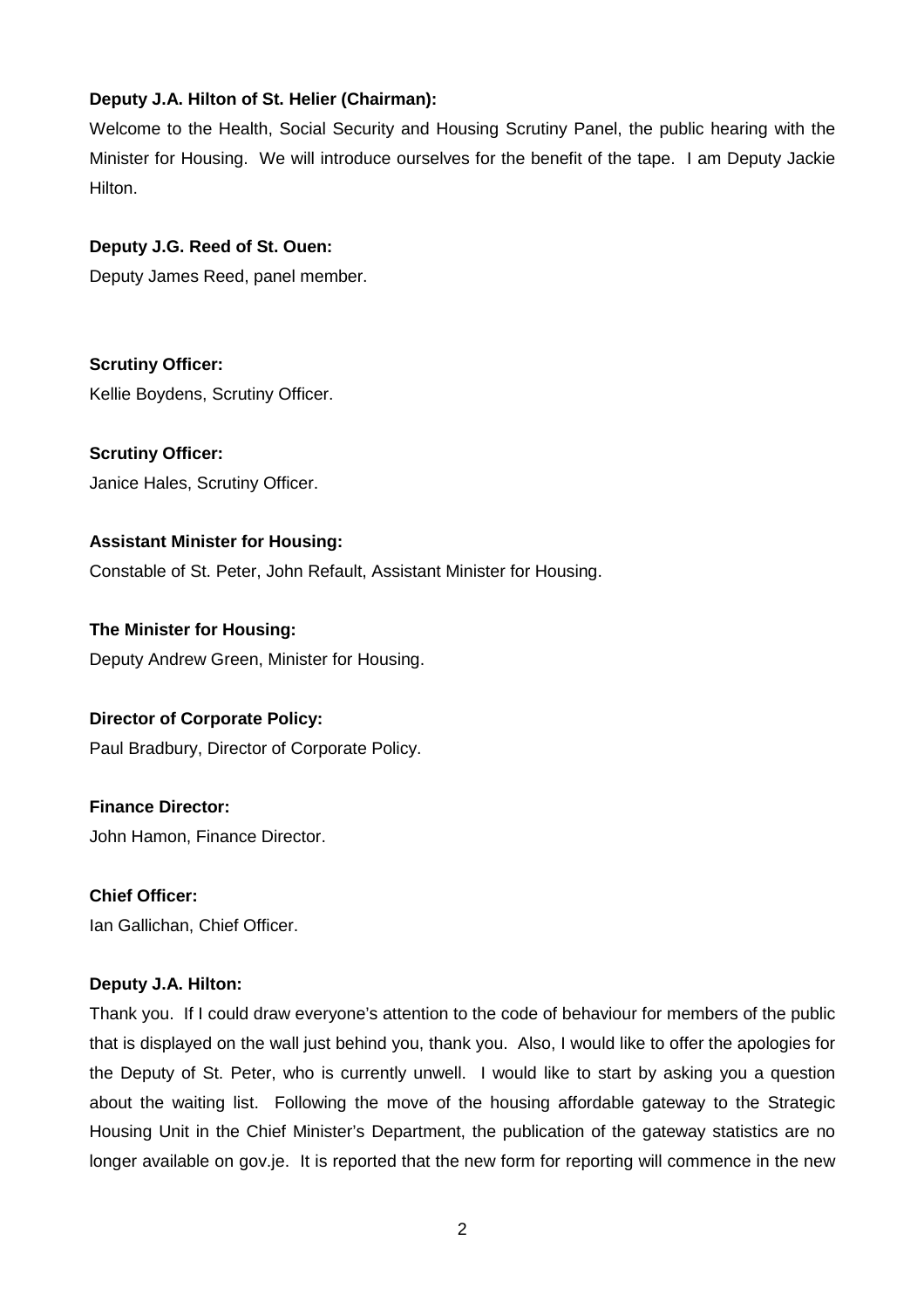**Deputy J.A. Hilton of St. Helier (Chairman):**

Welcome to the Health, Social Security and Housing Scrutiny Panel, the public hearing with the Minister for Housing. We will introduce ourselves for the benefit of the tape. I am Deputy Jackie Hilton.

**Deputy J.G. Reed of St. Ouen:**

Deputy James Reed, panel member.

**Scrutiny Officer:**

Kellie Boydens, Scrutiny Officer.

**Scrutiny Officer:**

Janice Hales, Scrutiny Officer.

**Assistant Minister for Housing:**

Constable of St. Peter, John Refault, Assistant Minister for Housing.

**The Minister for Housing:**

Deputy Andrew Green, Minister for Housing.

**Director of Corporate Policy:**

Paul Bradbury, Director of Corporate Policy.

**Finance Director:**

John Hamon, Finance Director.

**Chief Officer:**

Ian Gallichan, Chief Officer.

**Deputy J.A. Hilton:**

Thank you. If I could draw everyone's attention to the code of behaviour for members of the public that is displayed on the wall just behind you, thank you. Also, I would like to offer the apologies for the Deputy of St. Peter, who is currently unwell. I would like to start by asking you a question about the waiting list. Following the move of the housing affordable gateway to the Strategic Housing Unit in the Chief Minister's Department, the publication of the gateway statistics are no longer available on gov.je. It is reported that the new form for reporting will commence in the new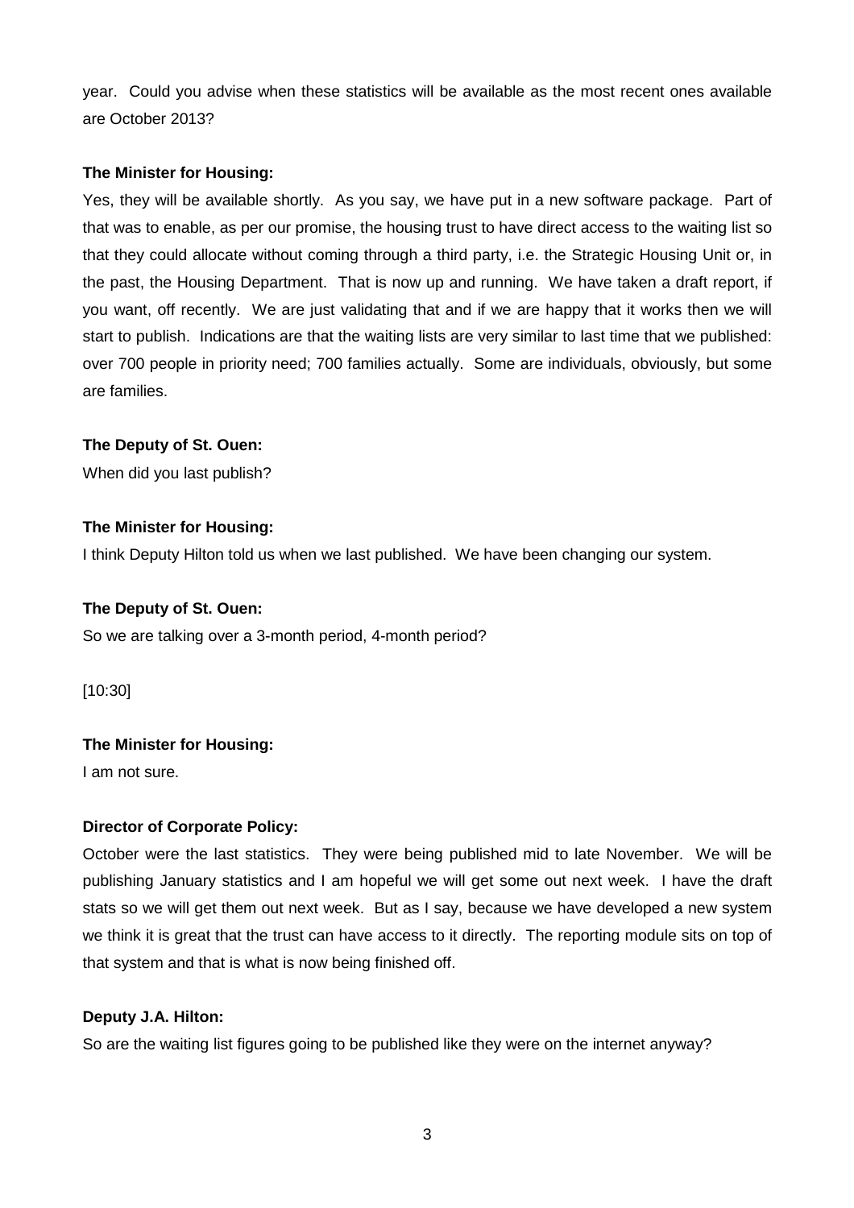year. Could you advise when these statistics will be available as the most recent ones available are October 2013?

**The Minister for Housing:**

Yes, they will be available shortly. As you say, we have put in a new software package. Part of that was to enable, as per our promise, the housing trust to have direct access to the waiting list so that they could allocate without coming through a third party, i.e. the Strategic Housing Unit or, in the past, the Housing Department. That is now up and running. We have taken a draft report, if you want, off recently. We are just validating that and if we are happy that it works then we will start to publish. Indications are that the waiting lists are very similar to last time that we published: over 700 people in priority need; 700 families actually. Some are individuals, obviously, but some are families.

**The Deputy of St. Ouen:**

When did you last publish?

**The Minister for Housing:**

I think Deputy Hilton told us when we last published. We have been changing our system.

**The Deputy of St. Ouen:**

So we are talking over a 3-month period, 4-month period?

[10:30]

**The Minister for Housing:**

I am not sure.

**Director of Corporate Policy:**

October were the last statistics. They were being published mid to late November. We will be publishing January statistics and I am hopeful we will get some out next week. I have the draft stats so we will get them out next week. But as I say, because we have developed a new system we think it is great that the trust can have access to it directly. The reporting module sits on top of that system and that is what is now being finished off.

**Deputy J.A. Hilton:**

So are the waiting list figures going to be published like they were on the internet anyway?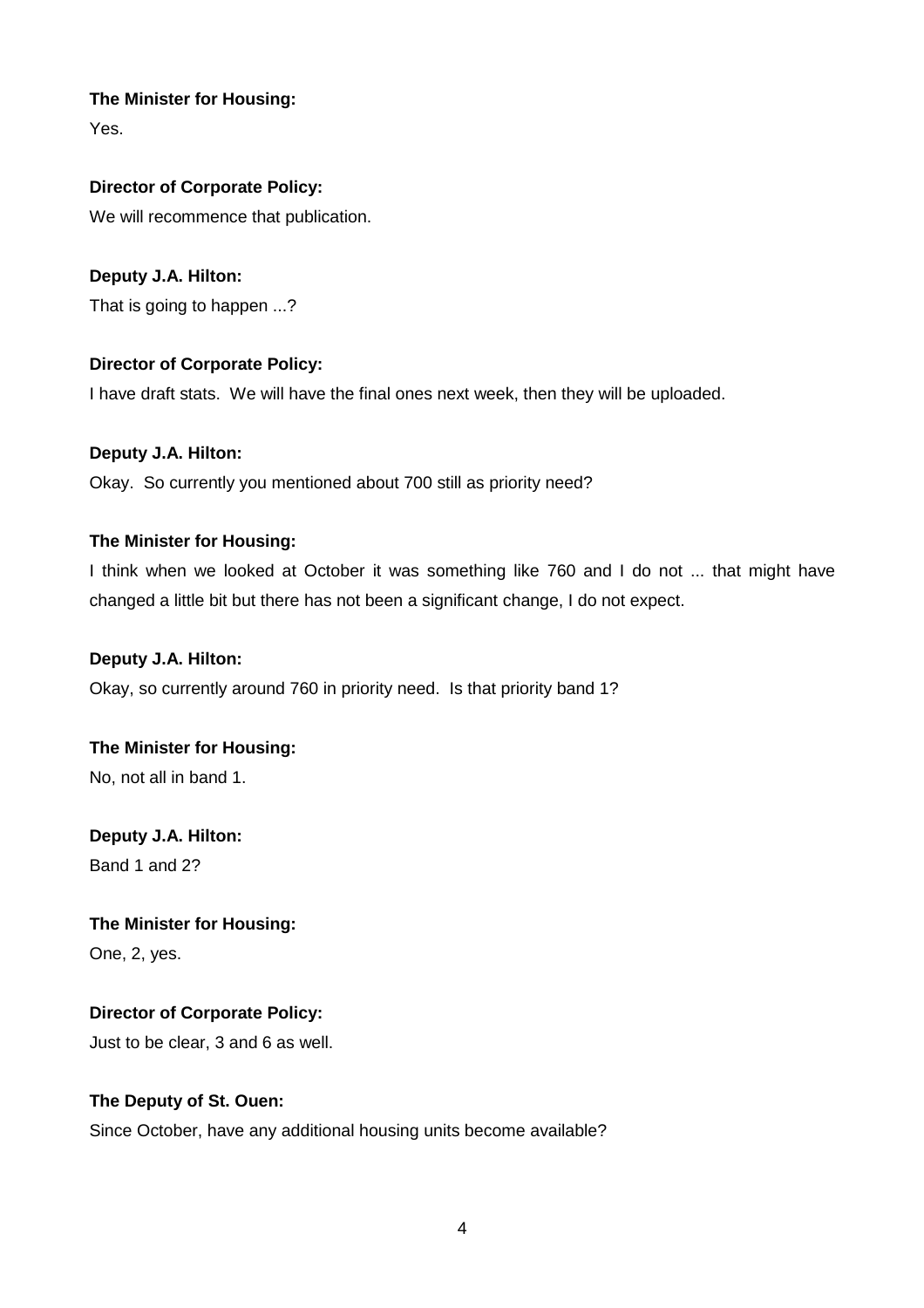**The Minister for Housing:**

Yes.

**Director of Corporate Policy:**

We will recommence that publication.

**Deputy J.A. Hilton:**

That is going to happen ...?

**Director of Corporate Policy:**

I have draft stats. We will have the final ones next week, then they will be uploaded.

**Deputy J.A. Hilton:**

Okay. So currently you mentioned about 700 still as priority need?

**The Minister for Housing:**

I think when we looked at October it was something like 760 and I do not ... that might have changed a little bit but there has not been a significant change, I do not expect.

**Deputy J.A. Hilton:**

Okay, so currently around 760 in priority need. Is that priority band 1?

**The Minister for Housing:**

No, not all in band 1.

**Deputy J.A. Hilton:**

Band 1 and 2?

**The Minister for Housing:**

One, 2, yes.

**Director of Corporate Policy:**

Just to be clear, 3 and 6 as well.

**The Deputy of St. Ouen:**

Since October, have any additional housing units become available?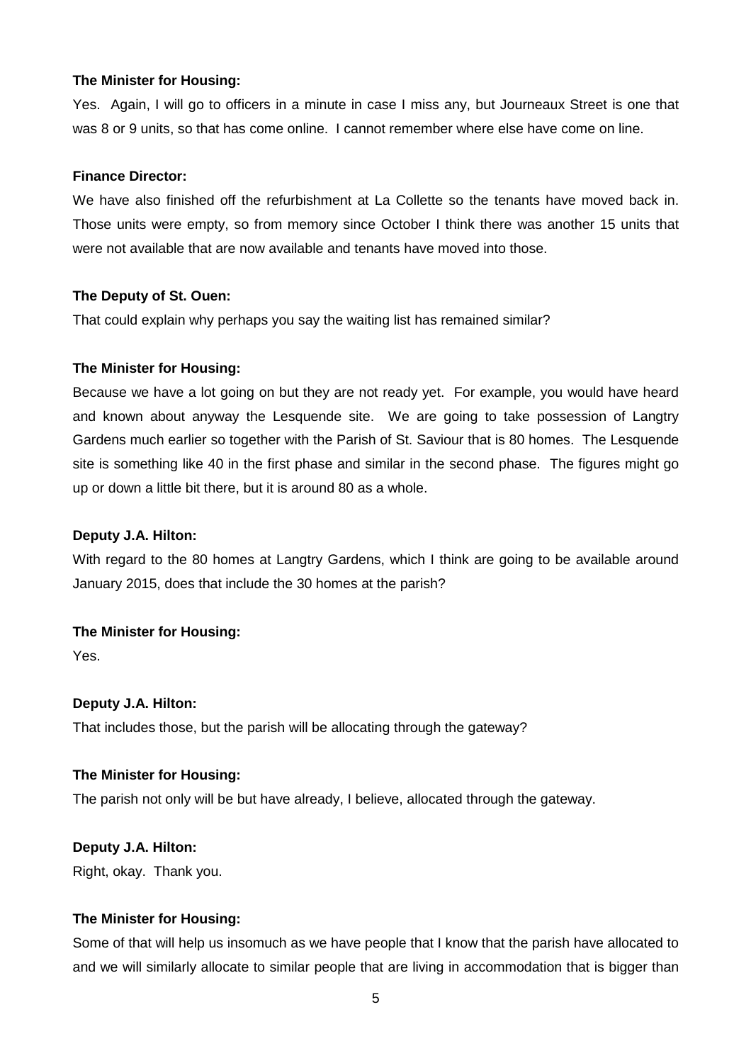**The Minister for Housing:**

Yes. Again, I will go to officers in a minute in case I miss any, but Journeaux Street is one that was 8 or 9 units, so that has come online. I cannot remember where else have come on line.

**Finance Director:**

We have also finished off the refurbishment at La Collette so the tenants have moved back in. Those units were empty, so from memory since October I think there was another 15 units that were not available that are now available and tenants have moved into those.

**The Deputy of St. Ouen:**

That could explain why perhaps you say the waiting list has remained similar?

**The Minister for Housing:**

Because we have a lot going on but they are not ready yet. For example, you would have heard and known about anyway the Lesquende site. We are going to take possession of Langtry Gardens much earlier so together with the Parish of St. Saviour that is 80 homes. The Lesquende site is something like 40 in the first phase and similar in the second phase. The figures might go up or down a little bit there, but it is around 80 as a whole.

**Deputy J.A. Hilton:**

With regard to the 80 homes at Langtry Gardens, which I think are going to be available around January 2015, does that include the 30 homes at the parish?

**The Minister for Housing:**

Yes.

**Deputy J.A. Hilton:**

That includes those, but the parish will be allocating through the gateway?

**The Minister for Housing:**

The parish not only will be but have already, I believe, allocated through the gateway.

**Deputy J.A. Hilton:**

Right, okay. Thank you.

**The Minister for Housing:**

Some of that will help us insomuch as we have people that I know that the parish have allocated to and we will similarly allocate to similar people that are living in accommodation that is bigger than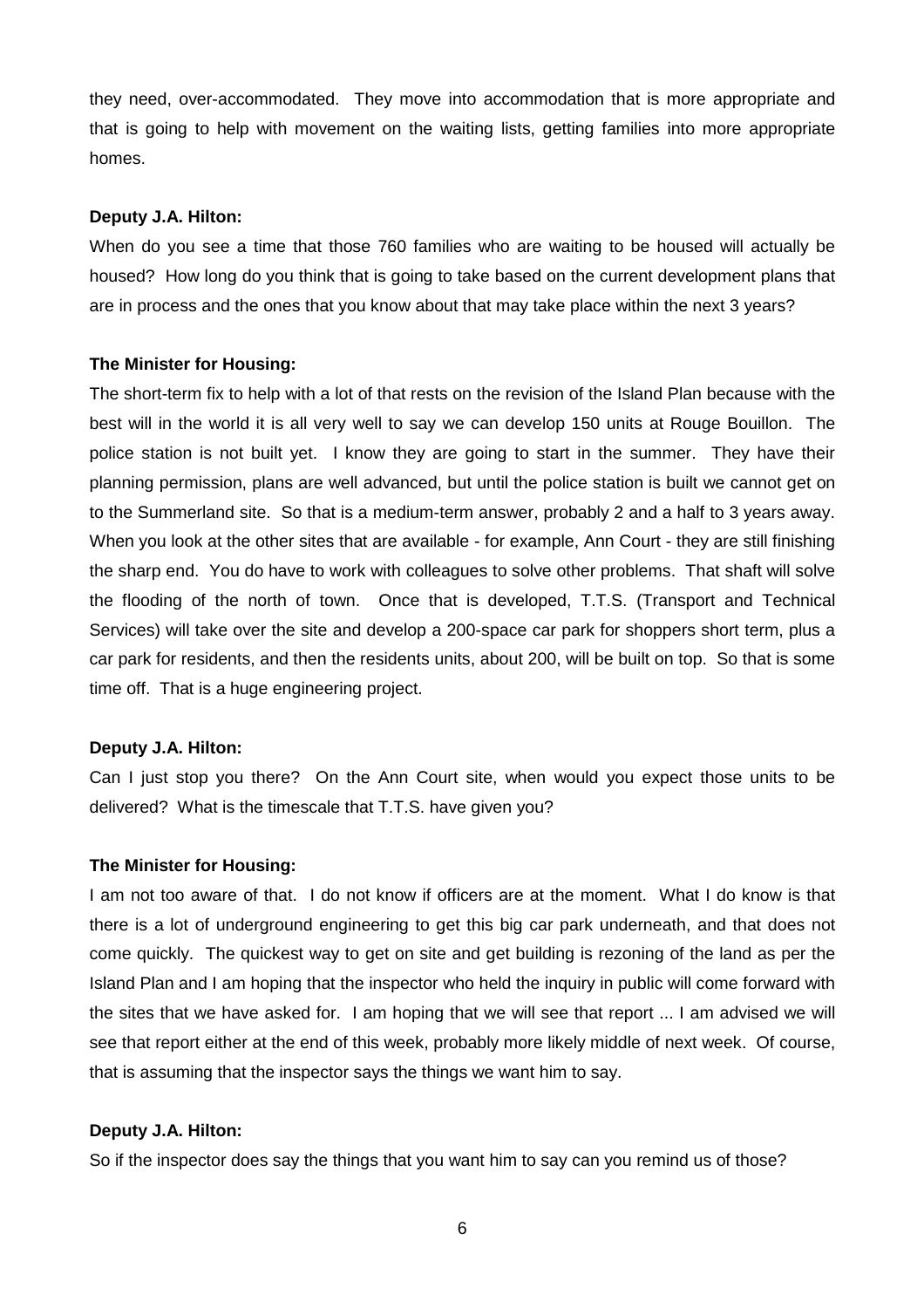they need, over-accommodated. They move into accommodation that is more appropriate and that is going to help with movement on the waiting lists, getting families into more appropriate homes.

**Deputy J.A. Hilton:**

When do you see a time that those 760 families who are waiting to be housed will actually be housed? How long do you think that is going to take based on the current development plans that are in process and the ones that you know about that may take place within the next 3 years?

**The Minister for Housing:**

The short-term fix to help with a lot of that rests on the revision of the Island Plan because with the best will in the world it is all very well to say we can develop 150 units at Rouge Bouillon. The police station is not built yet. I know they are going to start in the summer. They have their planning permission, plans are well advanced, but until the police station is built we cannot get on to the Summerland site. So that is a medium-term answer, probably 2 and a half to 3 years away. When you look at the other sites that are available - for example, Ann Court - they are still finishing the sharp end. You do have to work with colleagues to solve other problems. That shaft will solve the flooding of the north of town. Once that is developed, T.T.S. (Transport and Technical Services) will take over the site and develop a 200-space car park for shoppers short term, plus a car park for residents, and then the residents units, about 200, will be built on top. So that is some time off. That is a huge engineering project.

**Deputy J.A. Hilton:**

Can I just stop you there? On the Ann Court site, when would you expect those units to be delivered? What is the timescale that T.T.S. have given you?

**The Minister for Housing:**

I am not too aware of that. I do not know if officers are at the moment. What I do know is that there is a lot of underground engineering to get this big car park underneath, and that does not come quickly. The quickest way to get on site and get building is rezoning of the land as per the Island Plan and I am hoping that the inspector who held the inquiry in public will come forward with the sites that we have asked for. I am hoping that we will see that report ... I am advised we will see that report either at the end of this week, probably more likely middle of next week. Of course, that is assuming that the inspector says the things we want him to say.

**Deputy J.A. Hilton:**

So if the inspector does say the things that you want him to say can you remind us of those?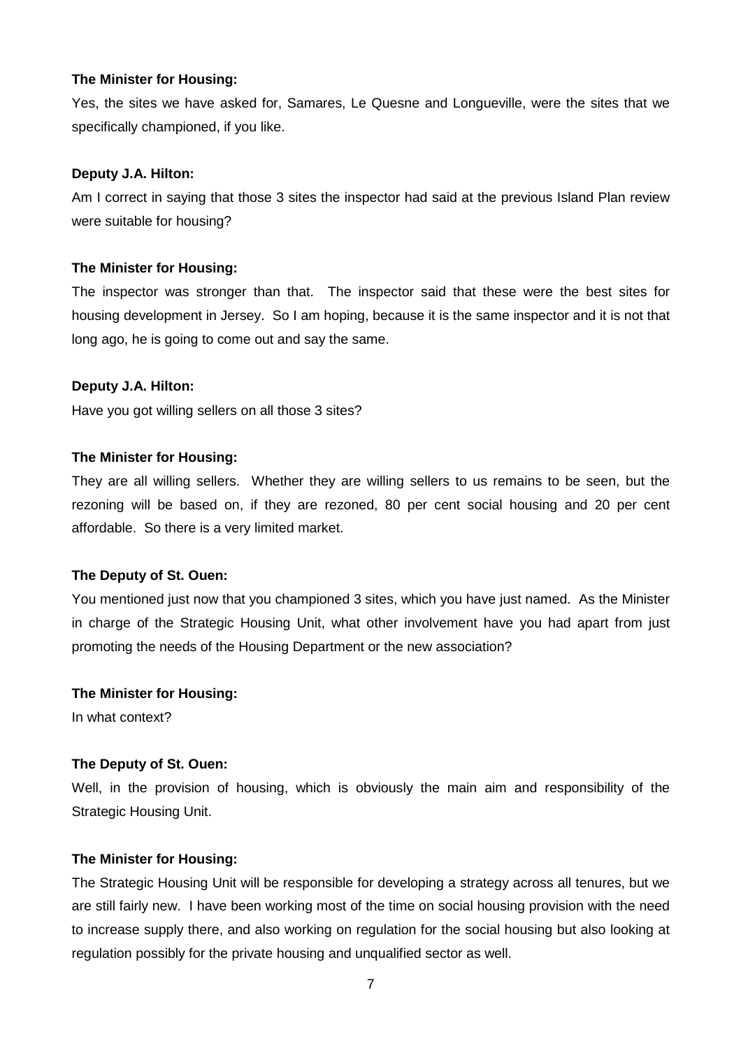**The Minister for Housing:**

Yes, the sites we have asked for, Samares, Le Quesne and Longueville, were the sites that we specifically championed, if you like.

**Deputy J.A. Hilton:**

Am I correct in saying that those 3 sites the inspector had said at the previous Island Plan review were suitable for housing?

**The Minister for Housing:**

The inspector was stronger than that. The inspector said that these were the best sites for housing development in Jersey. So I am hoping, because it is the same inspector and it is not that long ago, he is going to come out and say the same.

**Deputy J.A. Hilton:**

Have you got willing sellers on all those 3 sites?

**The Minister for Housing:**

They are all willing sellers. Whether they are willing sellers to us remains to be seen, but the rezoning will be based on, if they are rezoned, 80 per cent social housing and 20 per cent affordable. So there is a very limited market.

**The Deputy of St. Ouen:**

You mentioned just now that you championed 3 sites, which you have just named. As the Minister in charge of the Strategic Housing Unit, what other involvement have you had apart from just promoting the needs of the Housing Department or the new association?

**The Minister for Housing:**

In what context?

**The Deputy of St. Ouen:**

Well, in the provision of housing, which is obviously the main aim and responsibility of the Strategic Housing Unit.

**The Minister for Housing:**

The Strategic Housing Unit will be responsible for developing a strategy across all tenures, but we are still fairly new. I have been working most of the time on social housing provision with the need to increase supply there, and also working on regulation for the social housing but also looking at regulation possibly for the private housing and unqualified sector as well.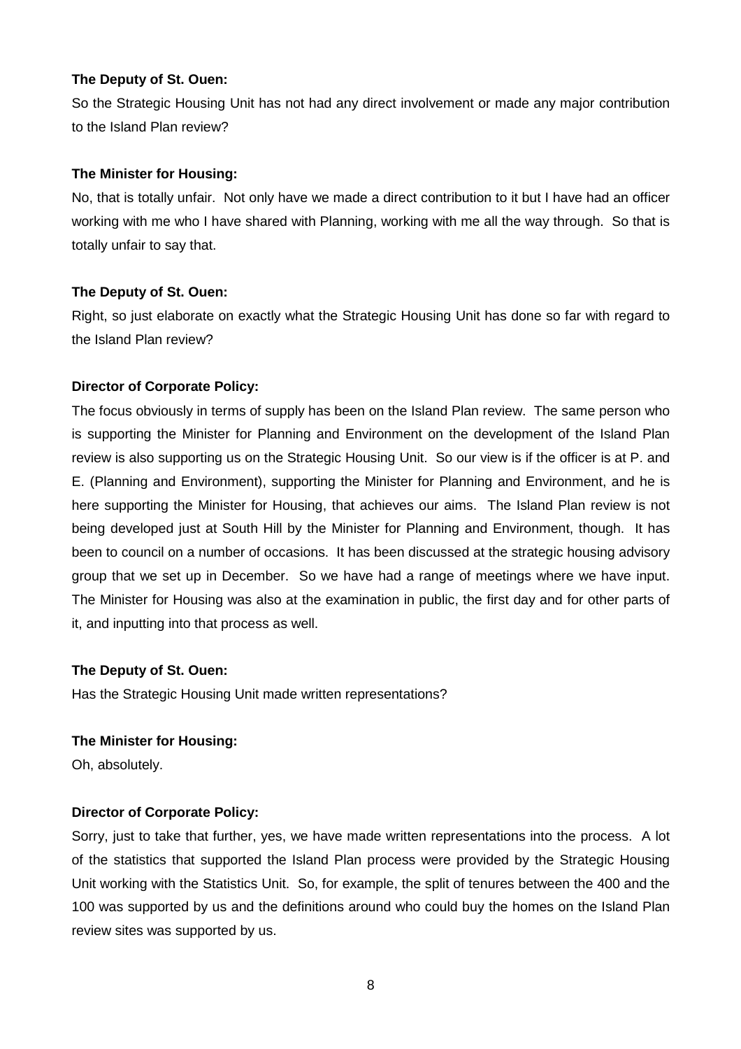**The Deputy of St. Ouen:**

So the Strategic Housing Unit has not had any direct involvement or made any major contribution to the Island Plan review?

**The Minister for Housing:**

No, that is totally unfair. Not only have we made a direct contribution to it but I have had an officer working with me who I have shared with Planning, working with me all the way through. So that is totally unfair to say that.

**The Deputy of St. Ouen:**

Right, so just elaborate on exactly what the Strategic Housing Unit has done so far with regard to the Island Plan review?

**Director of Corporate Policy:**

The focus obviously in terms of supply has been on the Island Plan review. The same person who is supporting the Minister for Planning and Environment on the development of the Island Plan review is also supporting us on the Strategic Housing Unit. So our view is if the officer is at P. and E. (Planning and Environment), supporting the Minister for Planning and Environment, and he is here supporting the Minister for Housing, that achieves our aims. The Island Plan review is not being developed just at South Hill by the Minister for Planning and Environment, though. It has been to council on a number of occasions. It has been discussed at the strategic housing advisory group that we set up in December. So we have had a range of meetings where we have input. The Minister for Housing was also at the examination in public, the first day and for other parts of it, and inputting into that process as well.

**The Deputy of St. Ouen:**

Has the Strategic Housing Unit made written representations?

**The Minister for Housing:**

Oh, absolutely.

**Director of Corporate Policy:**

Sorry, just to take that further, yes, we have made written representations into the process. A lot of the statistics that supported the Island Plan process were provided by the Strategic Housing Unit working with the Statistics Unit. So, for example, the split of tenures between the 400 and the 100 was supported by us and the definitions around who could buy the homes on the Island Plan review sites was supported by us.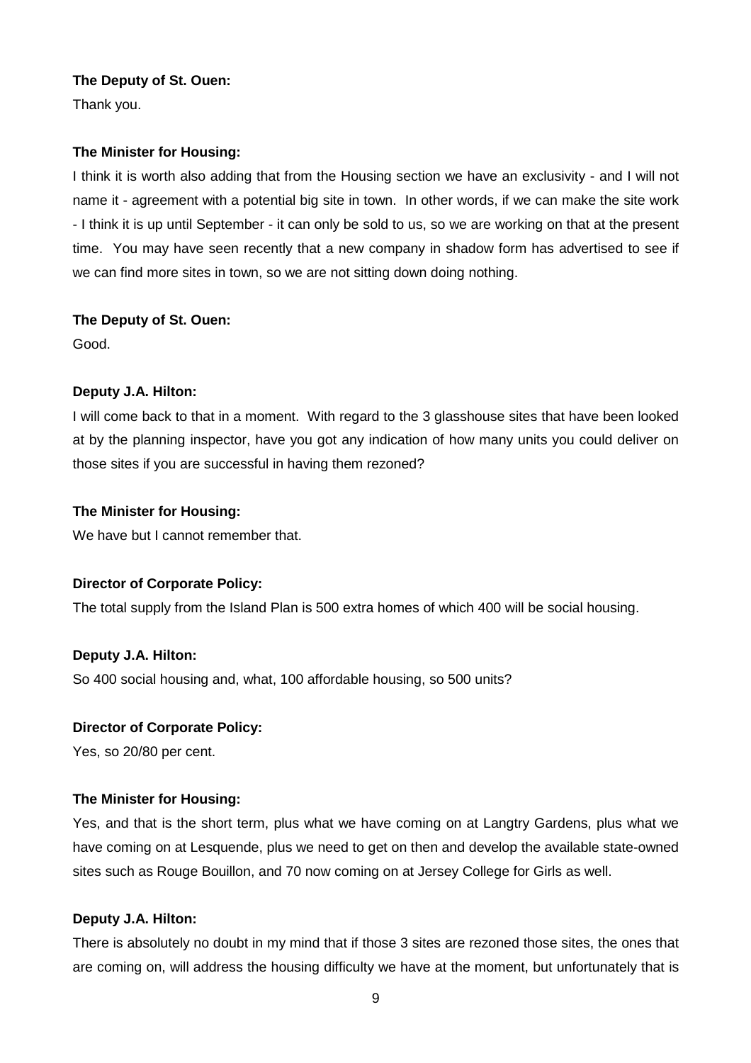**The Deputy of St. Ouen:**

Thank you.

**The Minister for Housing:**

I think it is worth also adding that from the Housing section we have an exclusivity - and I will not name it - agreement with a potential big site in town. In other words, if we can make the site work - I think it is up until September - it can only be sold to us, so we are working on that at the present time. You may have seen recently that a new company in shadow form has advertised to see if we can find more sites in town, so we are not sitting down doing nothing.

**The Deputy of St. Ouen:**

Good.

**Deputy J.A. Hilton:**

I will come back to that in a moment. With regard to the 3 glasshouse sites that have been looked at by the planning inspector, have you got any indication of how many units you could deliver on those sites if you are successful in having them rezoned?

**The Minister for Housing:**

We have but I cannot remember that.

**Director of Corporate Policy:**

The total supply from the Island Plan is 500 extra homes of which 400 will be social housing.

**Deputy J.A. Hilton:**

So 400 social housing and, what, 100 affordable housing, so 500 units?

**Director of Corporate Policy:**

Yes, so 20/80 per cent.

**The Minister for Housing:**

Yes, and that is the short term, plus what we have coming on at Langtry Gardens, plus what we have coming on at Lesquende, plus we need to get on then and develop the available state-owned sites such as Rouge Bouillon, and 70 now coming on at Jersey College for Girls as well.

**Deputy J.A. Hilton:**

There is absolutely no doubt in my mind that if those 3 sites are rezoned those sites, the ones that are coming on, will address the housing difficulty we have at the moment, but unfortunately that is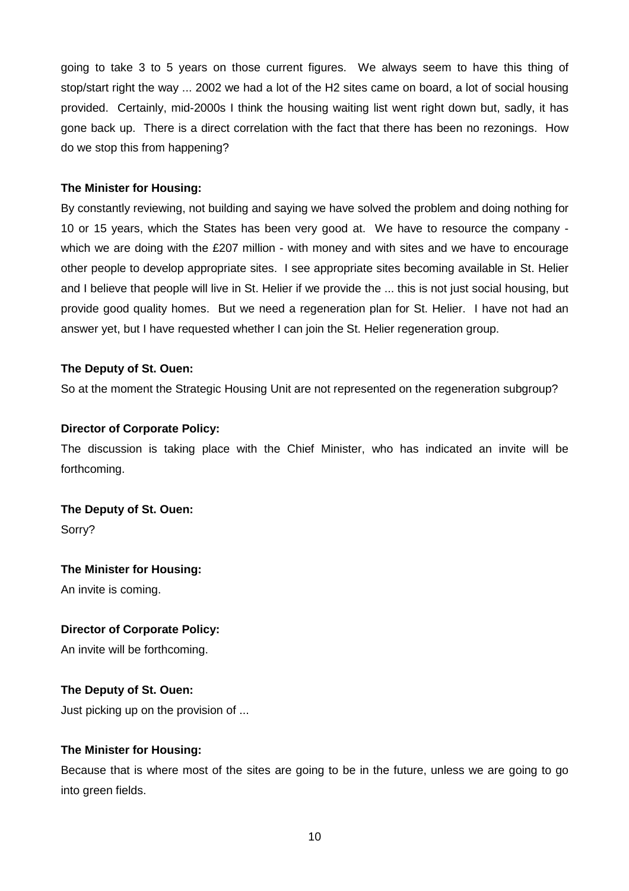going to take 3 to 5 years on those current figures. We always seem to have this thing of stop/start right the way ... 2002 we had a lot of the H2 sites came on board, a lot of social housing provided. Certainly, mid-2000s I think the housing waiting list went right down but, sadly, it has gone back up. There is a direct correlation with the fact that there has been no rezonings. How do we stop this from happening?

**The Minister for Housing:**

By constantly reviewing, not building and saying we have solved the problem and doing nothing for 10 or 15 years, which the States has been very good at. We have to resource the company - which we are doing with the £207 million - with money and with sites and we have to encourage other people to develop appropriate sites. I see appropriate sites becoming available in St. Helier and I believe that people will live in St. Helier if we provide the ... this is not just social housing, but provide good quality homes. But we need a regeneration plan for St. Helier. I have not had an answer yet, but I have requested whether I can join the St. Helier regeneration group.

**The Deputy of St. Ouen:**

So at the moment the Strategic Housing Unit are not represented on the regeneration subgroup?

**Director of Corporate Policy:**

The discussion is taking place with the Chief Minister, who has indicated an invite will be forthcoming.

**The Deputy of St. Ouen:**

Sorry?

**The Minister for Housing:**

An invite is coming.

**Director of Corporate Policy:**

An invite will be forthcoming.

**The Deputy of St. Ouen:**

Just picking up on the provision of ...

**The Minister for Housing:**

Because that is where most of the sites are going to be in the future, unless we are going to go into green fields.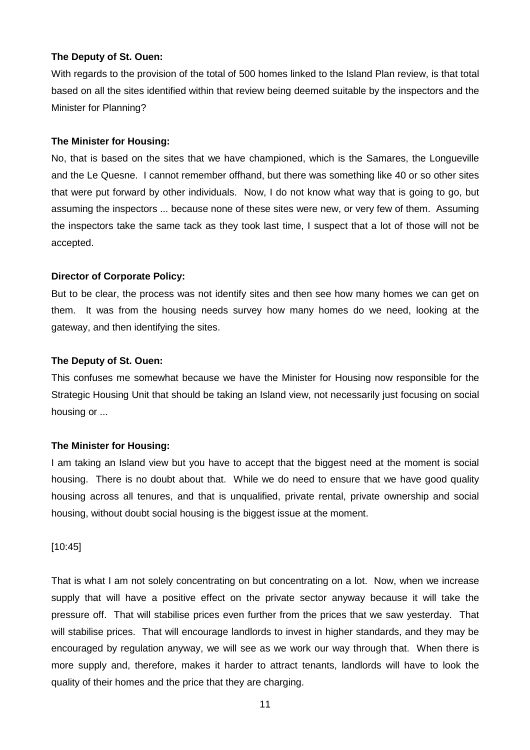**The Deputy of St. Ouen:**

With regards to the provision of the total of 500 homes linked to the Island Plan review, is that total based on all the sites identified within that review being deemed suitable by the inspectors and the Minister for Planning?

**The Minister for Housing:**

No, that is based on the sites that we have championed, which is the Samares, the Longueville and the Le Quesne. I cannot remember offhand, but there was something like 40 or so other sites that were put forward by other individuals. Now, I do not know what way that is going to go, but assuming the inspectors ... because none of these sites were new, or very few of them. Assuming the inspectors take the same tack as they took last time, I suspect that a lot of those will not be accepted.

**Director of Corporate Policy:**

But to be clear, the process was not identify sites and then see how many homes we can get on them. It was from the housing needs survey how many homes do we need, looking at the gateway, and then identifying the sites.

**The Deputy of St. Ouen:**

This confuses me somewhat because we have the Minister for Housing now responsible for the Strategic Housing Unit that should be taking an Island view, not necessarily just focusing on social housing or ...

**The Minister for Housing:**

I am taking an Island view but you have to accept that the biggest need at the moment is social housing. There is no doubt about that. While we do need to ensure that we have good quality housing across all tenures, and that is unqualified, private rental, private ownership and social housing, without doubt social housing is the biggest issue at the moment.

[10:45]

That is what I am not solely concentrating on but concentrating on a lot. Now, when we increase supply that will have a positive effect on the private sector anyway because it will take the pressure off. That will stabilise prices even further from the prices that we saw yesterday. That will stabilise prices. That will encourage landlords to invest in higher standards, and they may be encouraged by regulation anyway, we will see as we work our way through that. When there is more supply and, therefore, makes it harder to attract tenants, landlords will have to look the quality of their homes and the price that they are charging.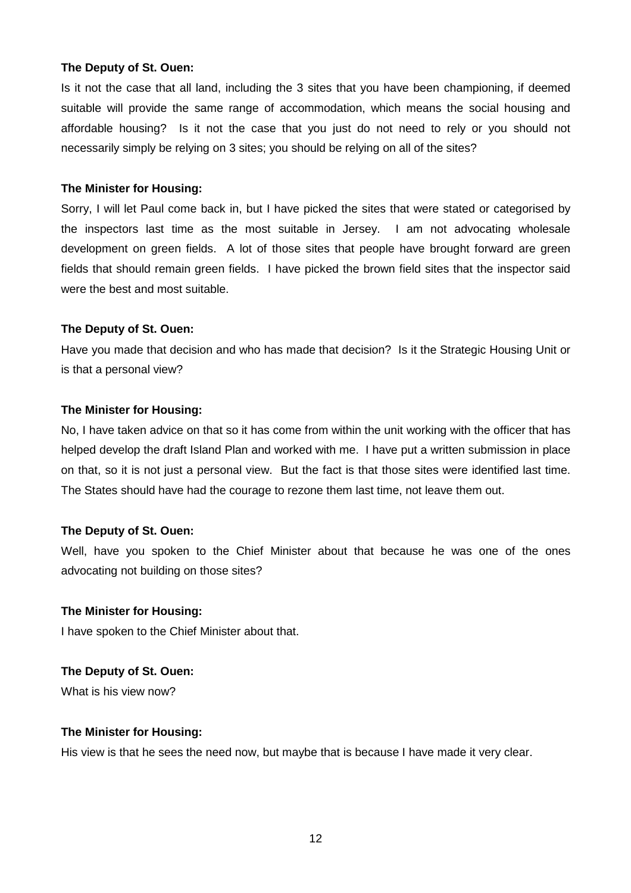**The Deputy of St. Ouen:**

Is it not the case that all land, including the 3 sites that you have been championing, if deemed suitable will provide the same range of accommodation, which means the social housing and affordable housing? Is it not the case that you just do not need to rely or you should not necessarily simply be relying on 3 sites; you should be relying on all of the sites?

**The Minister for Housing:**

Sorry, I will let Paul come back in, but I have picked the sites that were stated or categorised by the inspectors last time as the most suitable in Jersey. I am not advocating wholesale development on green fields. A lot of those sites that people have brought forward are green fields that should remain green fields. I have picked the brown field sites that the inspector said were the best and most suitable.

**The Deputy of St. Ouen:**

Have you made that decision and who has made that decision? Is it the Strategic Housing Unit or is that a personal view?

**The Minister for Housing:**

No, I have taken advice on that so it has come from within the unit working with the officer that has helped develop the draft Island Plan and worked with me. I have put a written submission in place on that, so it is not just a personal view. But the fact is that those sites were identified last time. The States should have had the courage to rezone them last time, not leave them out.

**The Deputy of St. Ouen:**

Well, have you spoken to the Chief Minister about that because he was one of the ones advocating not building on those sites?

**The Minister for Housing:**

I have spoken to the Chief Minister about that.

**The Deputy of St. Ouen:**

What is his view now?

**The Minister for Housing:**

His view is that he sees the need now, but maybe that is because I have made it very clear.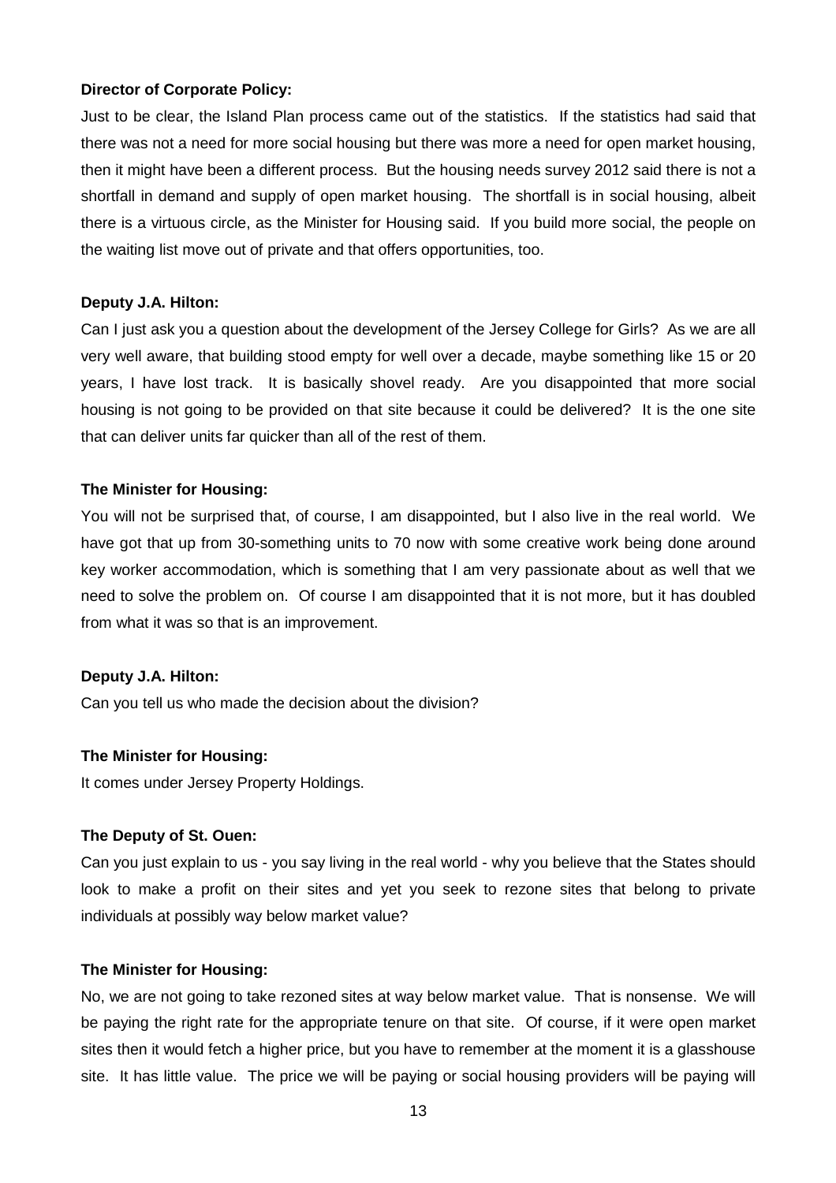**Director of Corporate Policy:**

Just to be clear, the Island Plan process came out of the statistics. If the statistics had said that there was not a need for more social housing but there was more a need for open market housing, then it might have been a different process. But the housing needs survey 2012 said there is not a shortfall in demand and supply of open market housing. The shortfall is in social housing, albeit there is a virtuous circle, as the Minister for Housing said. If you build more social, the people on the waiting list move out of private and that offers opportunities, too.

**Deputy J.A. Hilton:**

Can I just ask you a question about the development of the Jersey College for Girls? As we are all very well aware, that building stood empty for well over a decade, maybe something like 15 or 20 years, I have lost track. It is basically shovel ready. Are you disappointed that more social housing is not going to be provided on that site because it could be delivered? It is the one site that can deliver units far quicker than all of the rest of them.

**The Minister for Housing:**

You will not be surprised that, of course, I am disappointed, but I also live in the real world. We have got that up from 30-something units to 70 now with some creative work being done around key worker accommodation, which is something that I am very passionate about as well that we need to solve the problem on. Of course I am disappointed that it is not more, but it has doubled from what it was so that is an improvement.

**Deputy J.A. Hilton:**

Can you tell us who made the decision about the division?

**The Minister for Housing:**

It comes under Jersey Property Holdings.

**The Deputy of St. Ouen:**

Can you just explain to us - you say living in the real world - why you believe that the States should look to make a profit on their sites and yet you seek to rezone sites that belong to private individuals at possibly way below market value?

**The Minister for Housing:**

No, we are not going to take rezoned sites at way below market value. That is nonsense. We will be paying the right rate for the appropriate tenure on that site. Of course, if it were open market sites then it would fetch a higher price, but you have to remember at the moment it is a glasshouse site. It has little value. The price we will be paying or social housing providers will be paying will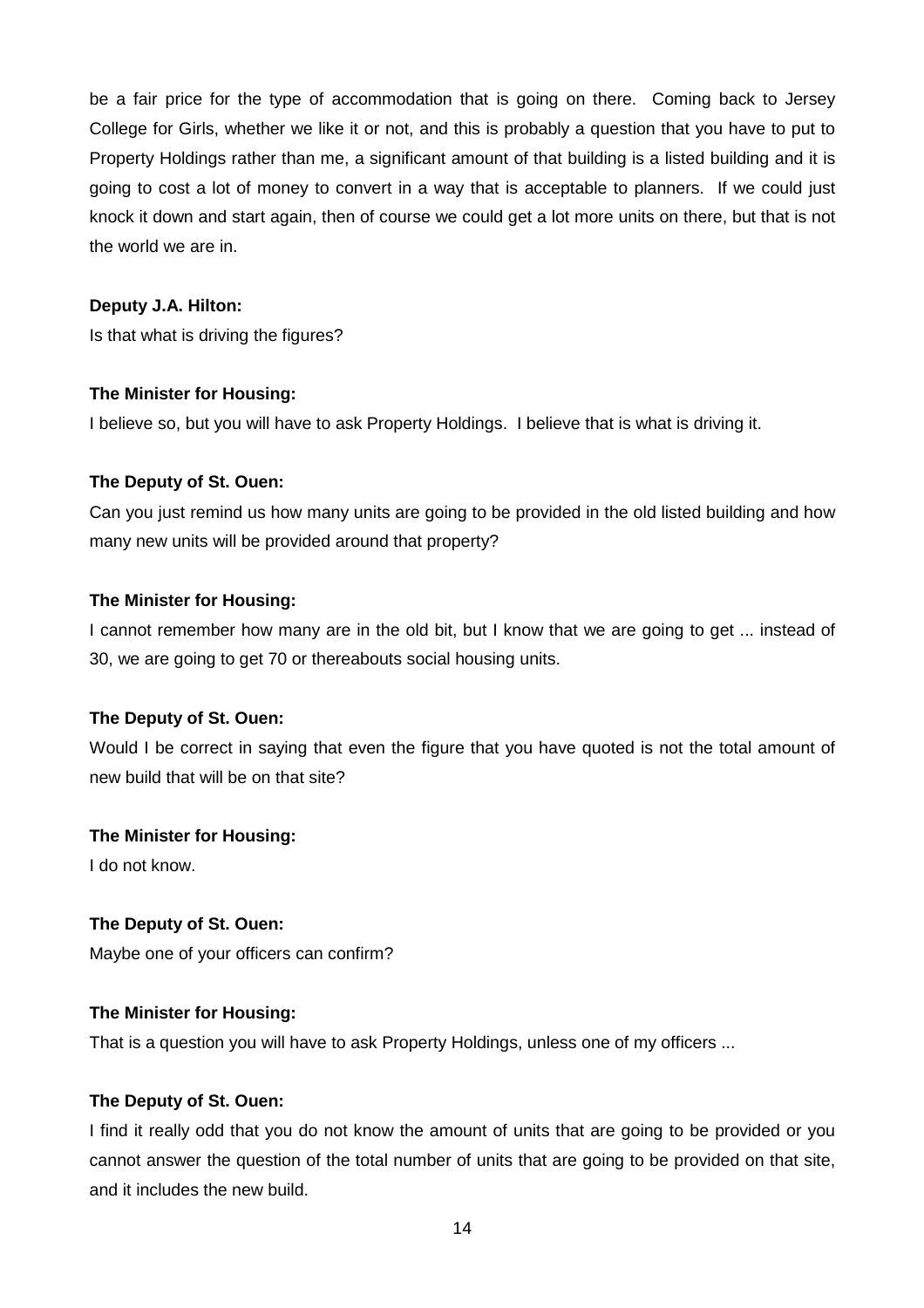be a fair price for the type of accommodation that is going on there. Coming back to Jersey College for Girls, whether we like it or not, and this is probably a question that you have to put to Property Holdings rather than me, a significant amount of that building is a listed building and it is going to cost a lot of money to convert in a way that is acceptable to planners. If we could just knock it down and start again, then of course we could get a lot more units on there, but that is not the world we are in.

**Deputy J.A. Hilton:**

Is that what is driving the figures?

**The Minister for Housing:**

I believe so, but you will have to ask Property Holdings. I believe that is what is driving it.

**The Deputy of St. Ouen:**

Can you just remind us how many units are going to be provided in the old listed building and how many new units will be provided around that property?

**The Minister for Housing:**

I cannot remember how many are in the old bit, but I know that we are going to get ... instead of 30, we are going to get 70 or thereabouts social housing units.

**The Deputy of St. Ouen:**

Would I be correct in saying that even the figure that you have quoted is not the total amount of new build that will be on that site?

**The Minister for Housing:**

I do not know.

**The Deputy of St. Ouen:**

Maybe one of your officers can confirm?

**The Minister for Housing:**

That is a question you will have to ask Property Holdings, unless one of my officers ...

**The Deputy of St. Ouen:**

I find it really odd that you do not know the amount of units that are going to be provided or you cannot answer the question of the total number of units that are going to be provided on that site, and it includes the new build.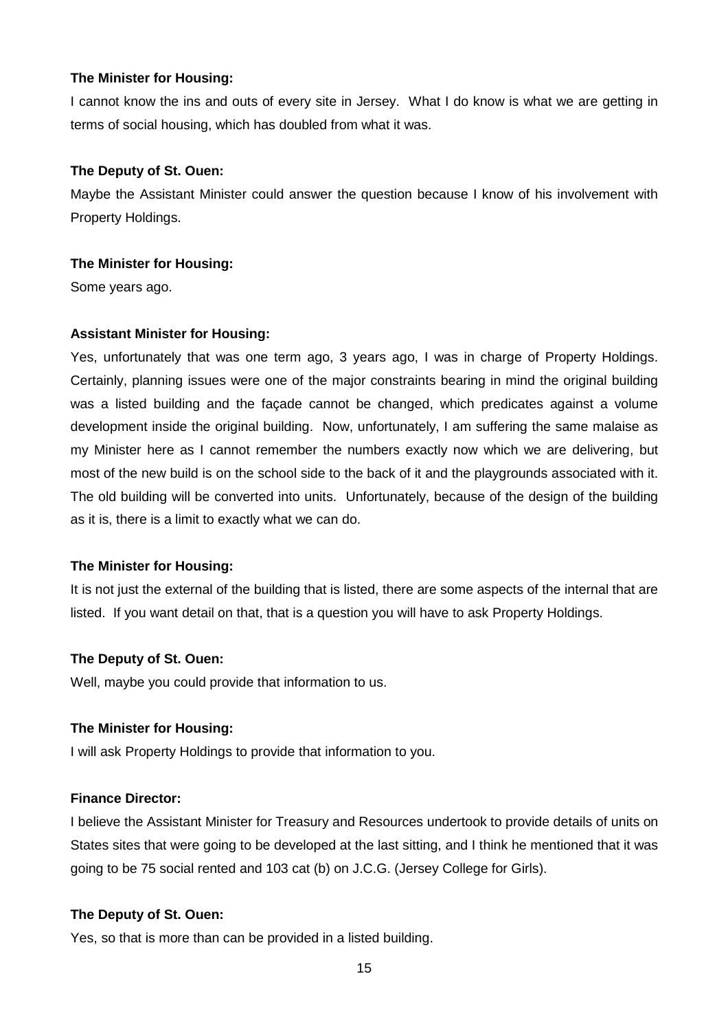**The Minister for Housing:**

I cannot know the ins and outs of every site in Jersey. What I do know is what we are getting in terms of social housing, which has doubled from what it was.

**The Deputy of St. Ouen:**

Maybe the Assistant Minister could answer the question because I know of his involvement with Property Holdings.

**The Minister for Housing:**

Some years ago.

**Assistant Minister for Housing:**

Yes, unfortunately that was one term ago, 3 years ago, I was in charge of Property Holdings. Certainly, planning issues were one of the major constraints bearing in mind the original building was a listed building and the façade cannot be changed, which predicates against a volume development inside the original building. Now, unfortunately, I am suffering the same malaise as my Minister here as I cannot remember the numbers exactly now which we are delivering, but most of the new build is on the school side to the back of it and the playgrounds associated with it. The old building will be converted into units. Unfortunately, because of the design of the building as it is, there is a limit to exactly what we can do.

**The Minister for Housing:**

It is not just the external of the building that is listed, there are some aspects of the internal that are listed. If you want detail on that, that is a question you will have to ask Property Holdings.

**The Deputy of St. Ouen:**

Well, maybe you could provide that information to us.

**The Minister for Housing:**

I will ask Property Holdings to provide that information to you.

**Finance Director:**

I believe the Assistant Minister for Treasury and Resources undertook to provide details of units on States sites that were going to be developed at the last sitting, and I think he mentioned that it was going to be 75 social rented and 103 cat (b) on J.C.G. (Jersey College for Girls).

**The Deputy of St. Ouen:**

Yes, so that is more than can be provided in a listed building.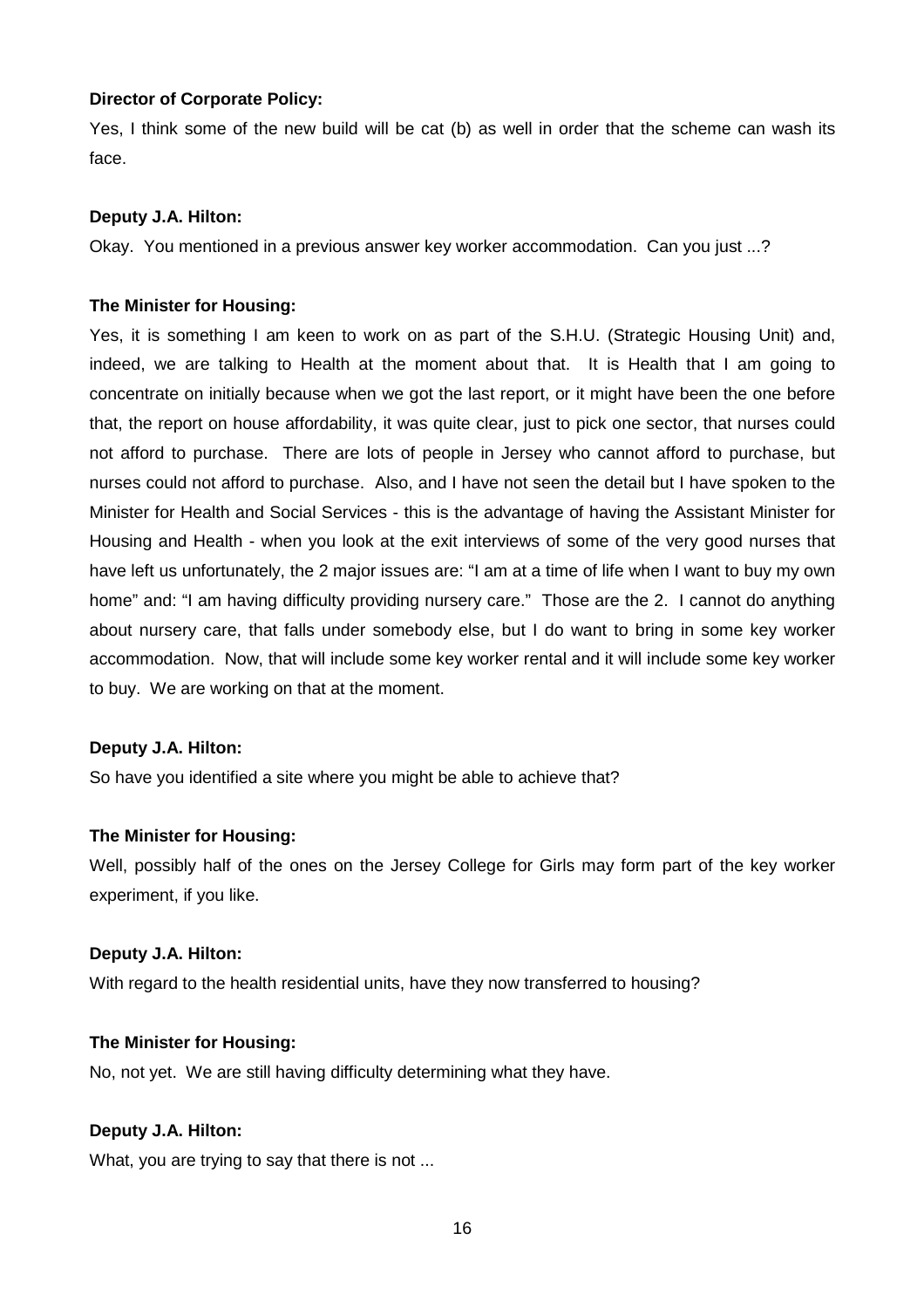**Director of Corporate Policy:**

Yes, I think some of the new build will be cat (b) as well in order that the scheme can wash its face.

**Deputy J.A. Hilton:**

Okay. You mentioned in a previous answer key worker accommodation. Can you just ...?

**The Minister for Housing:**

Yes, it is something I am keen to work on as part of the S.H.U. (Strategic Housing Unit) and, indeed, we are talking to Health at the moment about that. It is Health that I am going to concentrate on initially because when we got the last report, or it might have been the one before that, the report on house affordability, it was quite clear, just to pick one sector, that nurses could not afford to purchase. There are lots of people in Jersey who cannot afford to purchase, but nurses could not afford to purchase. Also, and I have not seen the detail but I have spoken to the Minister for Health and Social Services - this is the advantage of having the Assistant Minister for Housing and Health - when you look at the exit interviews of some of the very good nurses that have left us unfortunately, the 2 major issues are: "I am at a time of life when I want to buy my own home" and: "I am having difficulty providing nursery care." Those are the 2. I cannot do anything about nursery care, that falls under somebody else, but I do want to bring in some key worker accommodation. Now, that will include some key worker rental and it will include some key worker to buy. We are working on that at the moment.

**Deputy J.A. Hilton:**

So have you identified a site where you might be able to achieve that?

**The Minister for Housing:**

Well, possibly half of the ones on the Jersey College for Girls may form part of the key worker experiment, if you like.

**Deputy J.A. Hilton:**

With regard to the health residential units, have they now transferred to housing?

**The Minister for Housing:**

No, not yet. We are still having difficulty determining what they have.

**Deputy J.A. Hilton:**

What, you are trying to say that there is not ...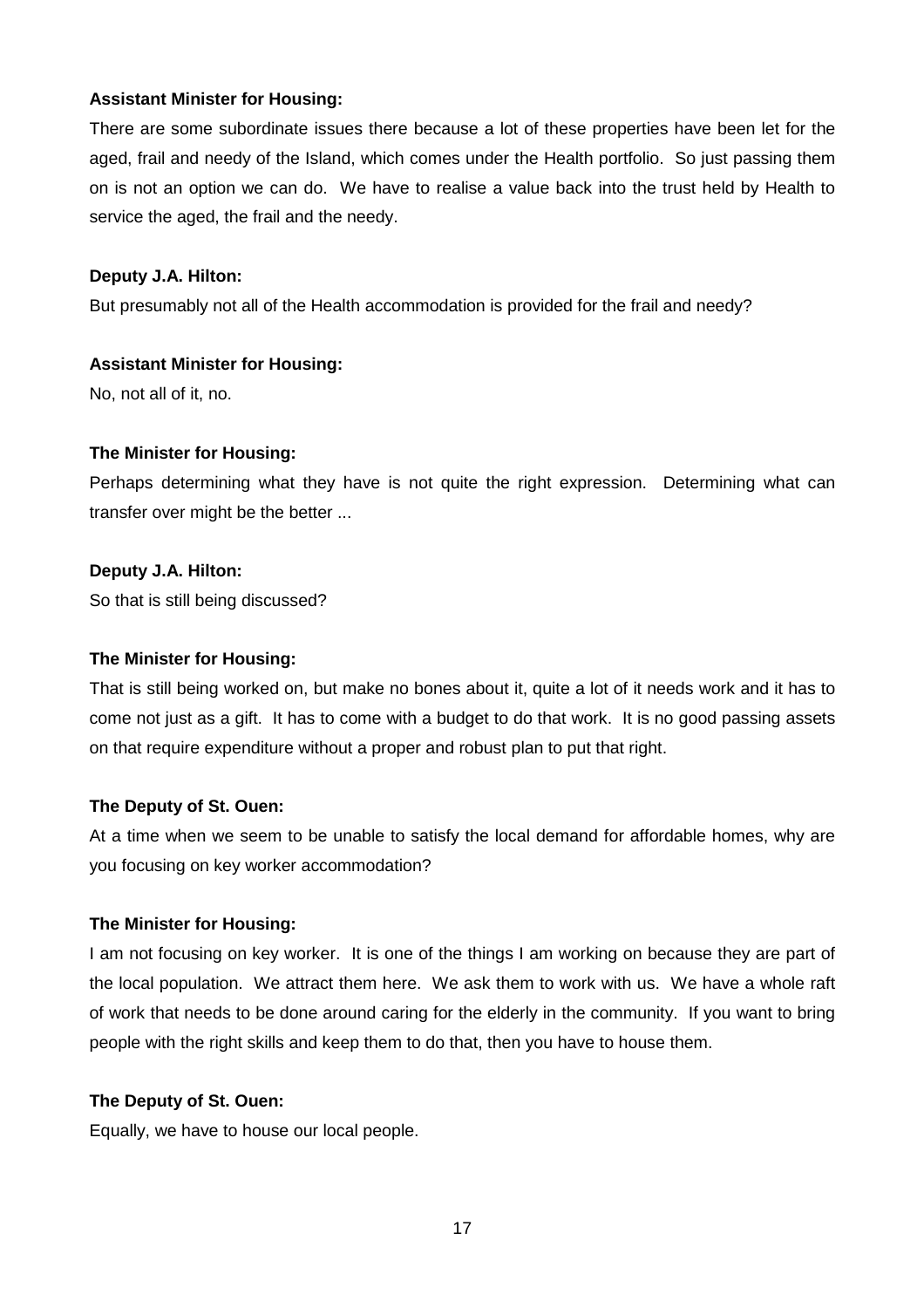**Assistant Minister for Housing:**

There are some subordinate issues there because a lot of these properties have been let for the aged, frail and needy of the Island, which comes under the Health portfolio. So just passing them on is not an option we can do. We have to realise a value back into the trust held by Health to service the aged, the frail and the needy.

**Deputy J.A. Hilton:**

But presumably not all of the Health accommodation is provided for the frail and needy?

**Assistant Minister for Housing:**

No, not all of it, no.

**The Minister for Housing:**

Perhaps determining what they have is not quite the right expression. Determining what can transfer over might be the better ...

**Deputy J.A. Hilton:**

So that is still being discussed?

**The Minister for Housing:**

That is still being worked on, but make no bones about it, quite a lot of it needs work and it has to come not just as a gift. It has to come with a budget to do that work. It is no good passing assets on that require expenditure without a proper and robust plan to put that right.

**The Deputy of St. Ouen:**

At a time when we seem to be unable to satisfy the local demand for affordable homes, why are you focusing on key worker accommodation?

**The Minister for Housing:**

I am not focusing on key worker. It is one of the things I am working on because they are part of the local population. We attract them here. We ask them to work with us. We have a whole raft of work that needs to be done around caring for the elderly in the community. If you want to bring people with the right skills and keep them to do that, then you have to house them.

**The Deputy of St. Ouen:**

Equally, we have to house our local people.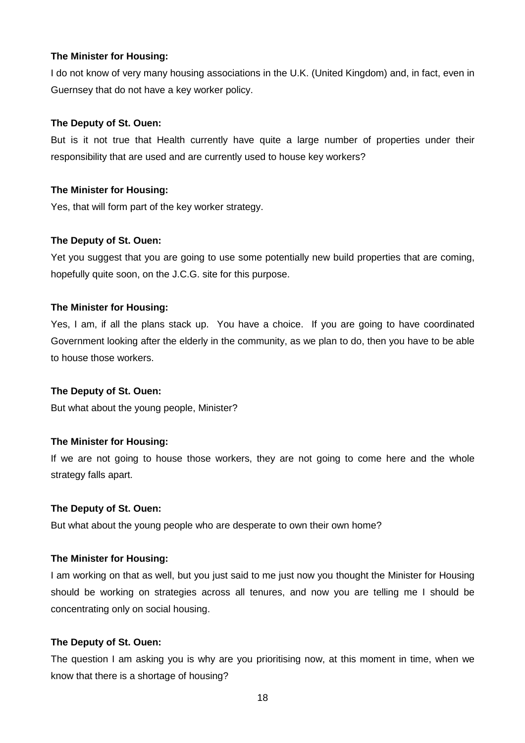**The Minister for Housing:**

I do not know of very many housing associations in the U.K. (United Kingdom) and, in fact, even in Guernsey that do not have a key worker policy.

**The Deputy of St. Ouen:**

But is it not true that Health currently have quite a large number of properties under their responsibility that are used and are currently used to house key workers?

**The Minister for Housing:**

Yes, that will form part of the key worker strategy.

**The Deputy of St. Ouen:**

Yet you suggest that you are going to use some potentially new build properties that are coming, hopefully quite soon, on the J.C.G. site for this purpose.

**The Minister for Housing:**

Yes, I am, if all the plans stack up. You have a choice. If you are going to have coordinated Government looking after the elderly in the community, as we plan to do, then you have to be able to house those workers.

**The Deputy of St. Ouen:**

But what about the young people, Minister?

**The Minister for Housing:**

If we are not going to house those workers, they are not going to come here and the whole strategy falls apart.

**The Deputy of St. Ouen:**

But what about the young people who are desperate to own their own home?

**The Minister for Housing:**

I am working on that as well, but you just said to me just now you thought the Minister for Housing should be working on strategies across all tenures, and now you are telling me I should be concentrating only on social housing.

**The Deputy of St. Ouen:**

The question I am asking you is why are you prioritising now, at this moment in time, when we know that there is a shortage of housing?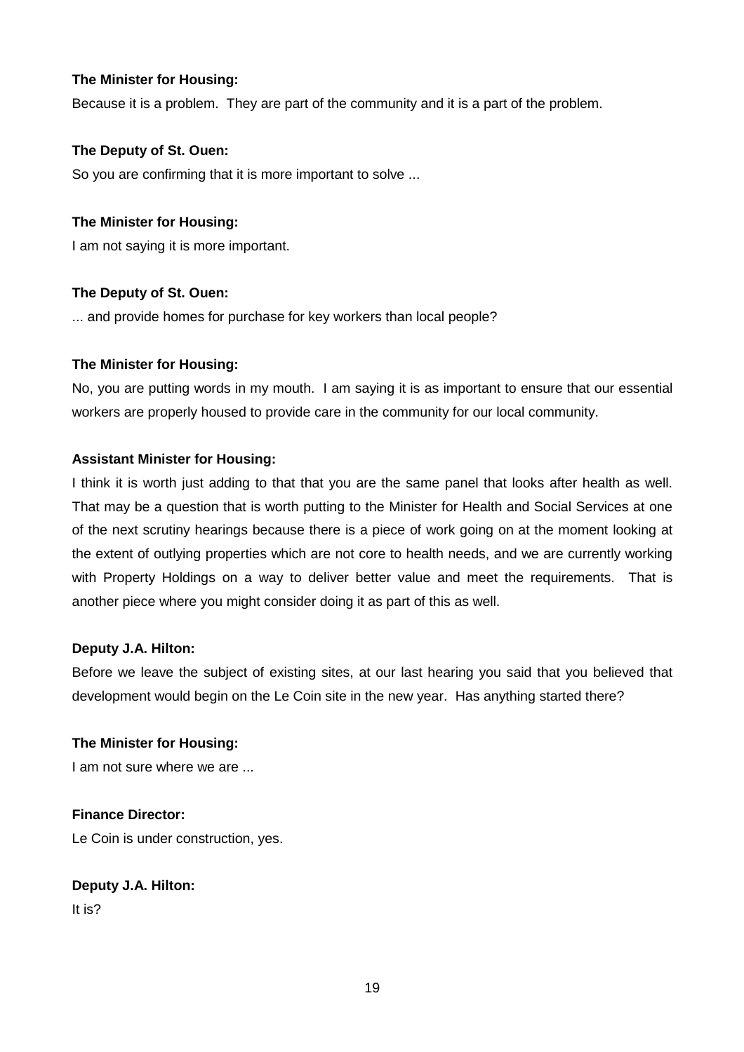**The Minister for Housing:**

Because it is a problem. They are part of the community and it is a part of the problem.

**The Deputy of St. Ouen:**

So you are confirming that it is more important to solve ...

**The Minister for Housing:**

I am not saying it is more important.

**The Deputy of St. Ouen:**

... and provide homes for purchase for key workers than local people?

**The Minister for Housing:**

No, you are putting words in my mouth. I am saying it is as important to ensure that our essential workers are properly housed to provide care in the community for our local community.

**Assistant Minister for Housing:**

I think it is worth just adding to that that you are the same panel that looks after health as well. That may be a question that is worth putting to the Minister for Health and Social Services at one of the next scrutiny hearings because there is a piece of work going on at the moment looking at the extent of outlying properties which are not core to health needs, and we are currently working with Property Holdings on a way to deliver better value and meet the requirements. That is another piece where you might consider doing it as part of this as well.

**Deputy J.A. Hilton:**

Before we leave the subject of existing sites, at our last hearing you said that you believed that development would begin on the Le Coin site in the new year. Has anything started there?

**The Minister for Housing:**

I am not sure where we are ...

**Finance Director:**

Le Coin is under construction, yes.

**Deputy J.A. Hilton:**

It is?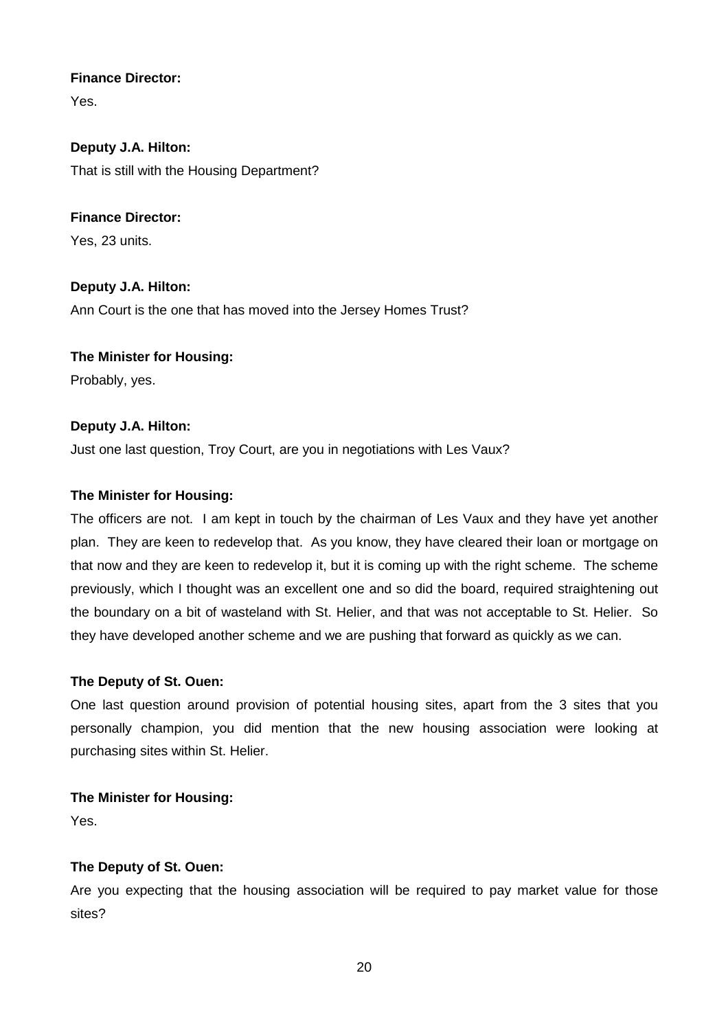**Finance Director:**

Yes.

**Deputy J.A. Hilton:**

That is still with the Housing Department?

**Finance Director:**

Yes, 23 units.

**Deputy J.A. Hilton:**

Ann Court is the one that has moved into the Jersey Homes Trust?

**The Minister for Housing:**

Probably, yes.

**Deputy J.A. Hilton:**

Just one last question, Troy Court, are you in negotiations with Les Vaux?

**The Minister for Housing:**

The officers are not. I am kept in touch by the chairman of Les Vaux and they have yet another plan. They are keen to redevelop that. As you know, they have cleared their loan or mortgage on that now and they are keen to redevelop it, but it is coming up with the right scheme. The scheme previously, which I thought was an excellent one and so did the board, required straightening out the boundary on a bit of wasteland with St. Helier, and that was not acceptable to St. Helier. So they have developed another scheme and we are pushing that forward as quickly as we can.

**The Deputy of St. Ouen:**

One last question around provision of potential housing sites, apart from the 3 sites that you personally champion, you did mention that the new housing association were looking at purchasing sites within St. Helier.

**The Minister for Housing:**

Yes.

**The Deputy of St. Ouen:**

Are you expecting that the housing association will be required to pay market value for those sites?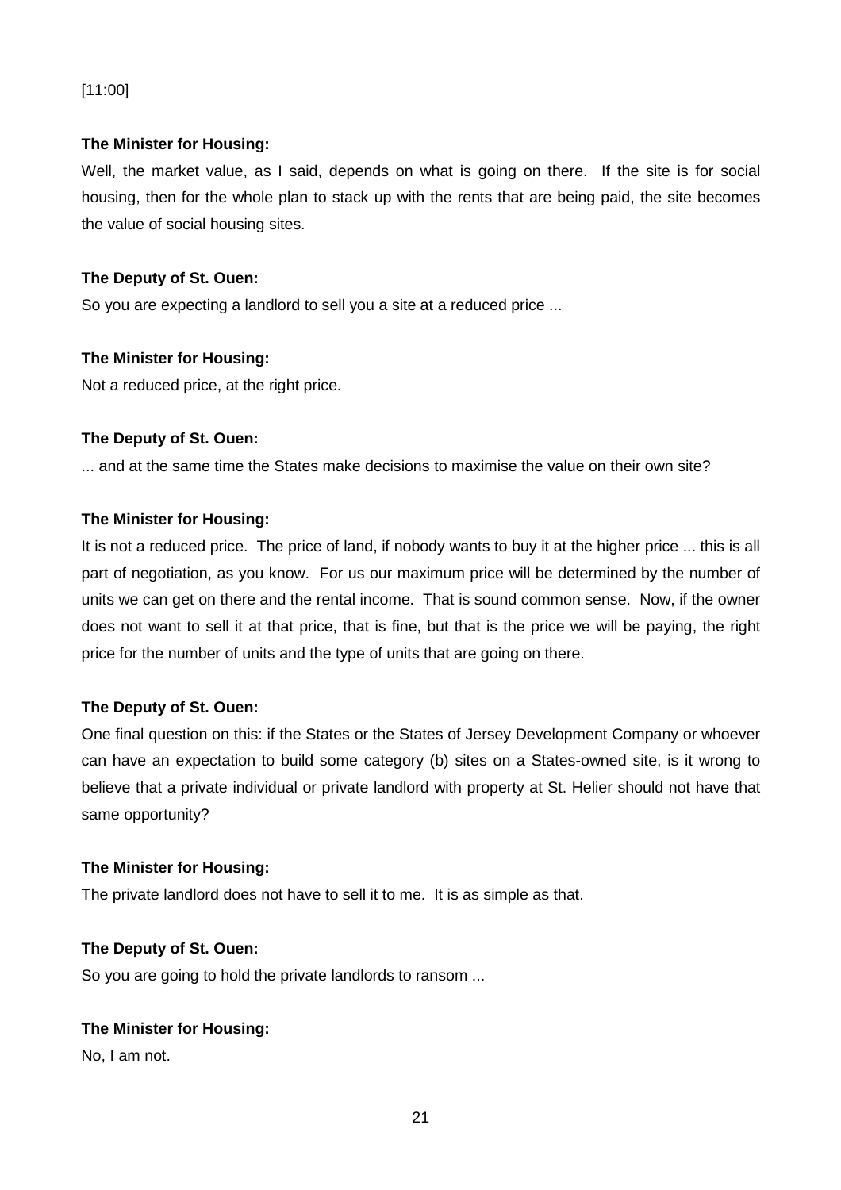[11:00]

**The Minister for Housing:**

Well, the market value, as I said, depends on what is going on there. If the site is for social housing, then for the whole plan to stack up with the rents that are being paid, the site becomes the value of social housing sites.

**The Deputy of St. Ouen:**

So you are expecting a landlord to sell you a site at a reduced price ...

**The Minister for Housing:**

Not a reduced price, at the right price.

**The Deputy of St. Ouen:**

... and at the same time the States make decisions to maximise the value on their own site?

**The Minister for Housing:**

It is not a reduced price. The price of land, if nobody wants to buy it at the higher price ... this is all part of negotiation, as you know. For us our maximum price will be determined by the number of units we can get on there and the rental income. That is sound common sense. Now, if the owner does not want to sell it at that price, that is fine, but that is the price we will be paying, the right price for the number of units and the type of units that are going on there.

**The Deputy of St. Ouen:**

One final question on this: if the States or the States of Jersey Development Company or whoever can have an expectation to build some category (b) sites on a States-owned site, is it wrong to believe that a private individual or private landlord with property at St. Helier should not have that same opportunity?

**The Minister for Housing:**

The private landlord does not have to sell it to me. It is as simple as that.

**The Deputy of St. Ouen:**

So you are going to hold the private landlords to ransom ...

**The Minister for Housing:**

No, I am not.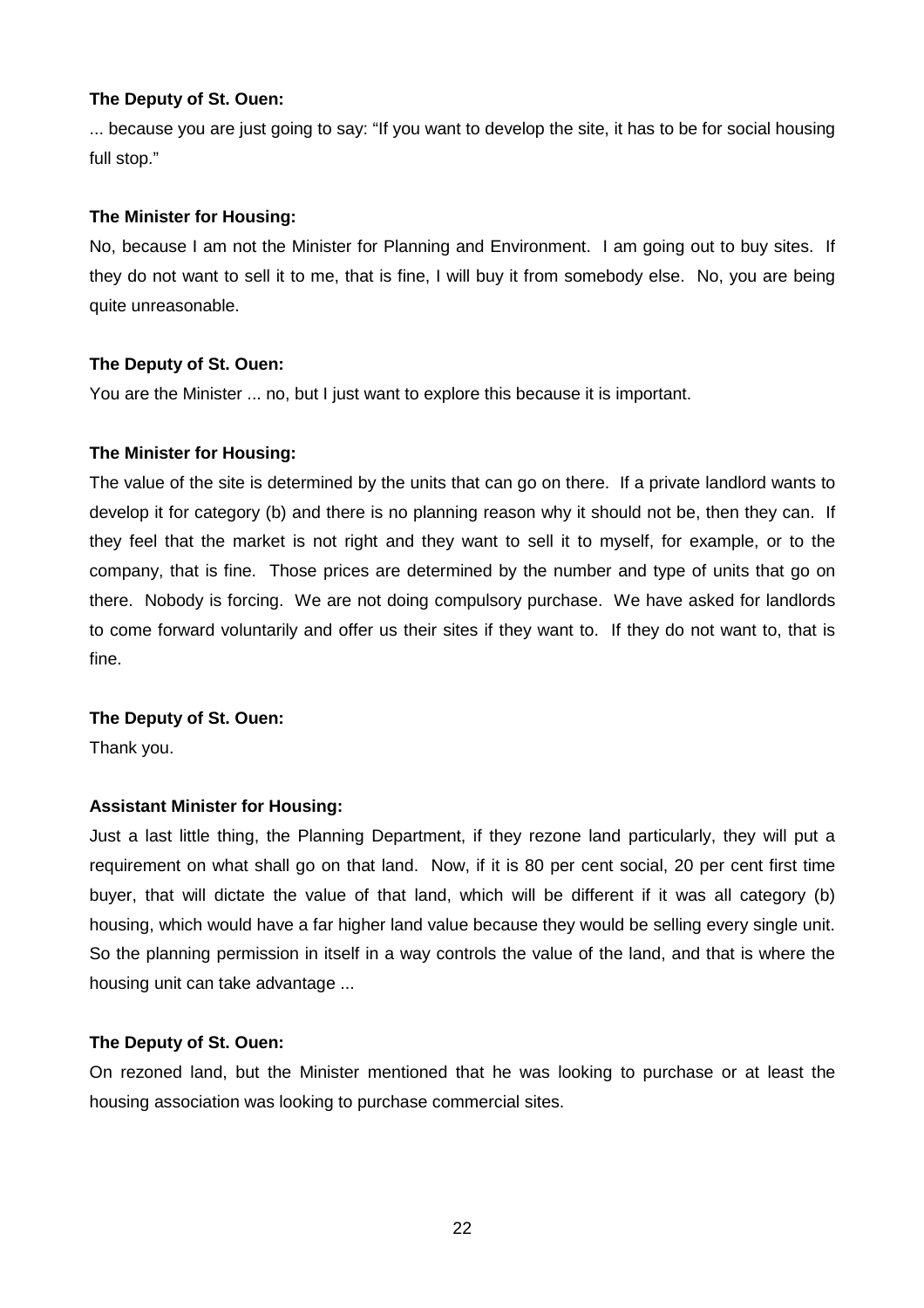**The Deputy of St. Ouen:**

... because you are just going to say: "If you want to develop the site, it has to be for social housing full stop."

**The Minister for Housing:**

No, because I am not the Minister for Planning and Environment. I am going out to buy sites. If they do not want to sell it to me, that is fine, I will buy it from somebody else. No, you are being quite unreasonable.

**The Deputy of St. Ouen:**

You are the Minister ... no, but I just want to explore this because it is important.

**The Minister for Housing:**

The value of the site is determined by the units that can go on there. If a private landlord wants to develop it for category (b) and there is no planning reason why it should not be, then they can. If they feel that the market is not right and they want to sell it to myself, for example, or to the company, that is fine. Those prices are determined by the number and type of units that go on there. Nobody is forcing. We are not doing compulsory purchase. We have asked for landlords to come forward voluntarily and offer us their sites if they want to. If they do not want to, that is fine.

**The Deputy of St. Ouen:**

Thank you.

**Assistant Minister for Housing:**

Just a last little thing, the Planning Department, if they rezone land particularly, they will put a requirement on what shall go on that land. Now, if it is 80 per cent social, 20 per cent first time buyer, that will dictate the value of that land, which will be different if it was all category (b) housing, which would have a far higher land value because they would be selling every single unit. So the planning permission in itself in a way controls the value of the land, and that is where the housing unit can take advantage ...

**The Deputy of St. Ouen:**

On rezoned land, but the Minister mentioned that he was looking to purchase or at least the housing association was looking to purchase commercial sites.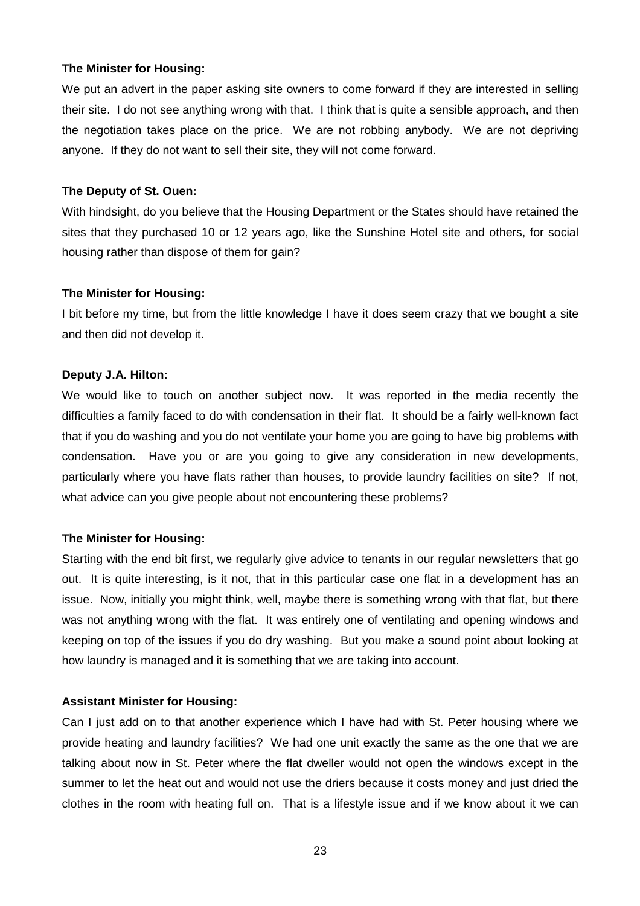**The Minister for Housing:**

We put an advert in the paper asking site owners to come forward if they are interested in selling their site. I do not see anything wrong with that. I think that is quite a sensible approach, and then the negotiation takes place on the price. We are not robbing anybody. We are not depriving anyone. If they do not want to sell their site, they will not come forward.

**The Deputy of St. Ouen:**

With hindsight, do you believe that the Housing Department or the States should have retained the sites that they purchased 10 or 12 years ago, like the Sunshine Hotel site and others, for social housing rather than dispose of them for gain?

**The Minister for Housing:**

I bit before my time, but from the little knowledge I have it does seem crazy that we bought a site and then did not develop it.

**Deputy J.A. Hilton:**

We would like to touch on another subject now. It was reported in the media recently the difficulties a family faced to do with condensation in their flat. It should be a fairly well-known fact that if you do washing and you do not ventilate your home you are going to have big problems with condensation. Have you or are you going to give any consideration in new developments, particularly where you have flats rather than houses, to provide laundry facilities on site? If not, what advice can you give people about not encountering these problems?

**The Minister for Housing:**

Starting with the end bit first, we regularly give advice to tenants in our regular newsletters that go out. It is quite interesting, is it not, that in this particular case one flat in a development has an issue. Now, initially you might think, well, maybe there is something wrong with that flat, but there was not anything wrong with the flat. It was entirely one of ventilating and opening windows and keeping on top of the issues if you do dry washing. But you make a sound point about looking at how laundry is managed and it is something that we are taking into account.

**Assistant Minister for Housing:**

Can I just add on to that another experience which I have had with St. Peter housing where we provide heating and laundry facilities? We had one unit exactly the same as the one that we are talking about now in St. Peter where the flat dweller would not open the windows except in the summer to let the heat out and would not use the driers because it costs money and just dried the clothes in the room with heating full on. That is a lifestyle issue and if we know about it we can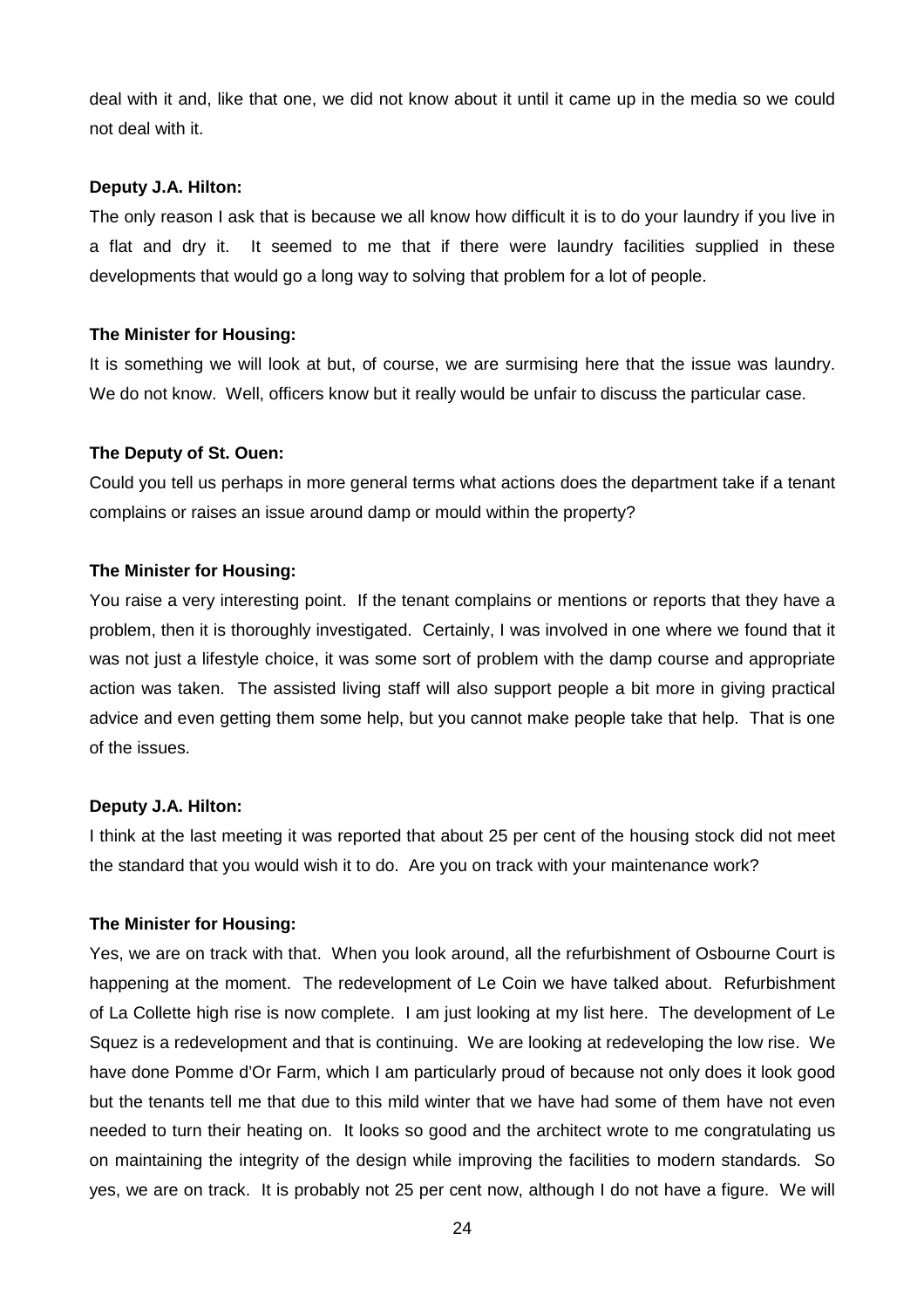deal with it and, like that one, we did not know about it until it came up in the media so we could not deal with it.

**Deputy J.A. Hilton:**

The only reason I ask that is because we all know how difficult it is to do your laundry if you live in a flat and dry it. It seemed to me that if there were laundry facilities supplied in these developments that would go a long way to solving that problem for a lot of people.

**The Minister for Housing:**

It is something we will look at but, of course, we are surmising here that the issue was laundry. We do not know. Well, officers know but it really would be unfair to discuss the particular case.

**The Deputy of St. Ouen:**

Could you tell us perhaps in more general terms what actions does the department take if a tenant complains or raises an issue around damp or mould within the property?

**The Minister for Housing:**

You raise a very interesting point. If the tenant complains or mentions or reports that they have a problem, then it is thoroughly investigated. Certainly, I was involved in one where we found that it was not just a lifestyle choice, it was some sort of problem with the damp course and appropriate action was taken. The assisted living staff will also support people a bit more in giving practical advice and even getting them some help, but you cannot make people take that help. That is one of the issues.

**Deputy J.A. Hilton:**

I think at the last meeting it was reported that about 25 per cent of the housing stock did not meet the standard that you would wish it to do. Are you on track with your maintenance work?

**The Minister for Housing:**

Yes, we are on track with that. When you look around, all the refurbishment of Osbourne Court is happening at the moment. The redevelopment of Le Coin we have talked about. Refurbishment of La Collette high rise is now complete. I am just looking at my list here. The development of Le Squez is a redevelopment and that is continuing. We are looking at redeveloping the low rise. We have done Pomme d'Or Farm, which I am particularly proud of because not only does it look good but the tenants tell me that due to this mild winter that we have had some of them have not even needed to turn their heating on. It looks so good and the architect wrote to me congratulating us on maintaining the integrity of the design while improving the facilities to modern standards. So yes, we are on track. It is probably not 25 per cent now, although I do not have a figure. We will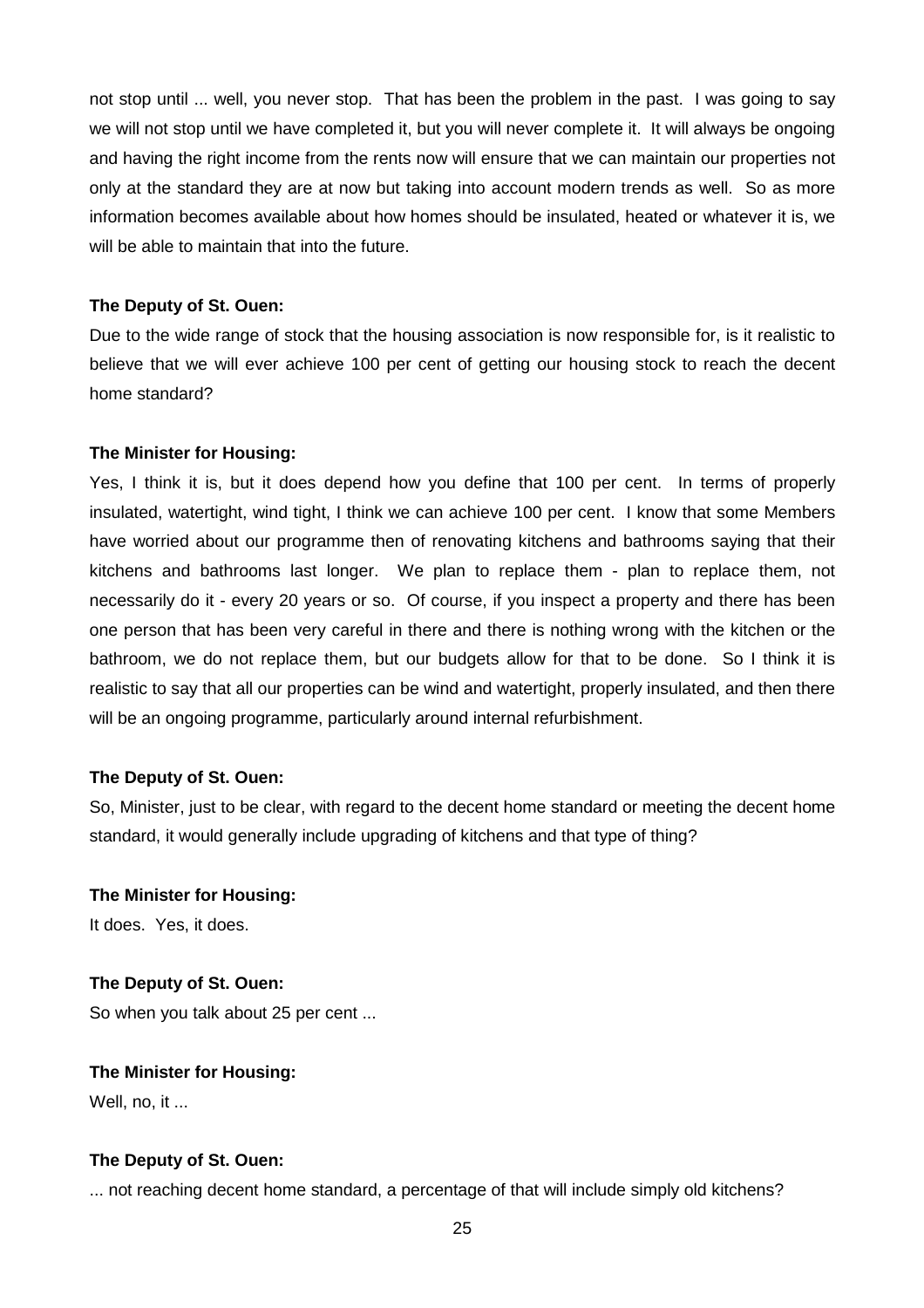not stop until ... well, you never stop. That has been the problem in the past. I was going to say we will not stop until we have completed it, but you will never complete it. It will always be ongoing and having the right income from the rents now will ensure that we can maintain our properties not only at the standard they are at now but taking into account modern trends as well. So as more information becomes available about how homes should be insulated, heated or whatever it is, we will be able to maintain that into the future.

**The Deputy of St. Ouen:**

Due to the wide range of stock that the housing association is now responsible for, is it realistic to believe that we will ever achieve 100 per cent of getting our housing stock to reach the decent home standard?

**The Minister for Housing:**

Yes, I think it is, but it does depend how you define that 100 per cent. In terms of properly insulated, watertight, wind tight, I think we can achieve 100 per cent. I know that some Members have worried about our programme then of renovating kitchens and bathrooms saying that their kitchens and bathrooms last longer. We plan to replace them - plan to replace them, not necessarily do it - every 20 years or so. Of course, if you inspect a property and there has been one person that has been very careful in there and there is nothing wrong with the kitchen or the bathroom, we do not replace them, but our budgets allow for that to be done. So I think it is realistic to say that all our properties can be wind and watertight, properly insulated, and then there will be an ongoing programme, particularly around internal refurbishment.

**The Deputy of St. Ouen:**

So, Minister, just to be clear, with regard to the decent home standard or meeting the decent home standard, it would generally include upgrading of kitchens and that type of thing?

**The Minister for Housing:**

It does. Yes, it does.

**The Deputy of St. Ouen:**

So when you talk about 25 per cent ...

**The Minister for Housing:**

Well, no, it ...

**The Deputy of St. Ouen:**

... not reaching decent home standard, a percentage of that will include simply old kitchens?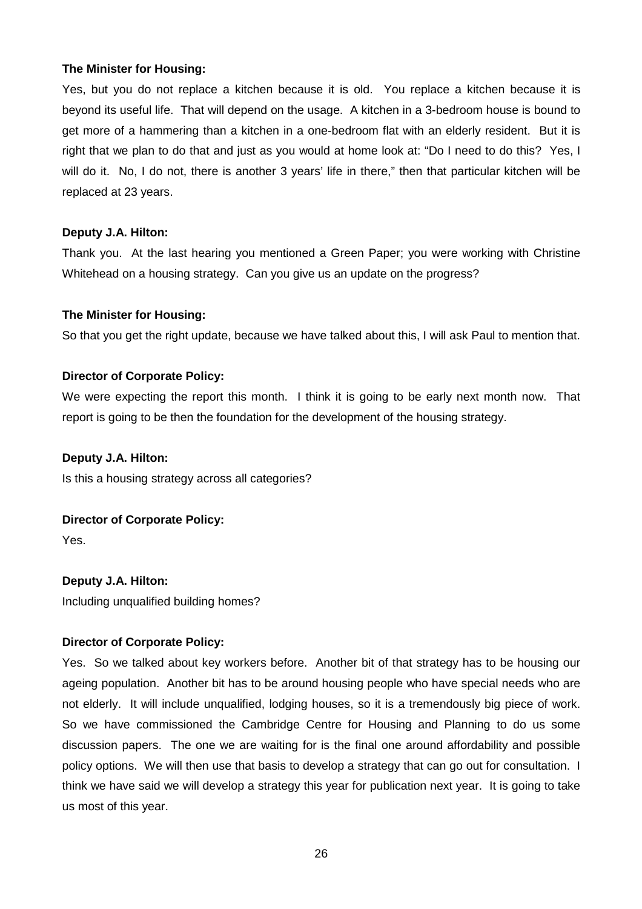**The Minister for Housing:**

Yes, but you do not replace a kitchen because it is old. You replace a kitchen because it is beyond its useful life. That will depend on the usage. A kitchen in a 3-bedroom house is bound to get more of a hammering than a kitchen in a one-bedroom flat with an elderly resident. But it is right that we plan to do that and just as you would at home look at: "Do I need to do this? Yes, I will do it. No, I do not, there is another 3 years' life in there," then that particular kitchen will be replaced at 23 years.

**Deputy J.A. Hilton:**

Thank you. At the last hearing you mentioned a Green Paper; you were working with Christine Whitehead on a housing strategy. Can you give us an update on the progress?

**The Minister for Housing:**

So that you get the right update, because we have talked about this, I will ask Paul to mention that.

**Director of Corporate Policy:**

We were expecting the report this month. I think it is going to be early next month now. That report is going to be then the foundation for the development of the housing strategy.

**Deputy J.A. Hilton:**

Is this a housing strategy across all categories?

**Director of Corporate Policy:**

Yes.

**Deputy J.A. Hilton:**

Including unqualified building homes?

**Director of Corporate Policy:**

Yes. So we talked about key workers before. Another bit of that strategy has to be housing our ageing population. Another bit has to be around housing people who have special needs who are not elderly. It will include unqualified, lodging houses, so it is a tremendously big piece of work. So we have commissioned the Cambridge Centre for Housing and Planning to do us some discussion papers. The one we are waiting for is the final one around affordability and possible policy options. We will then use that basis to develop a strategy that can go out for consultation. I think we have said we will develop a strategy this year for publication next year. It is going to take us most of this year.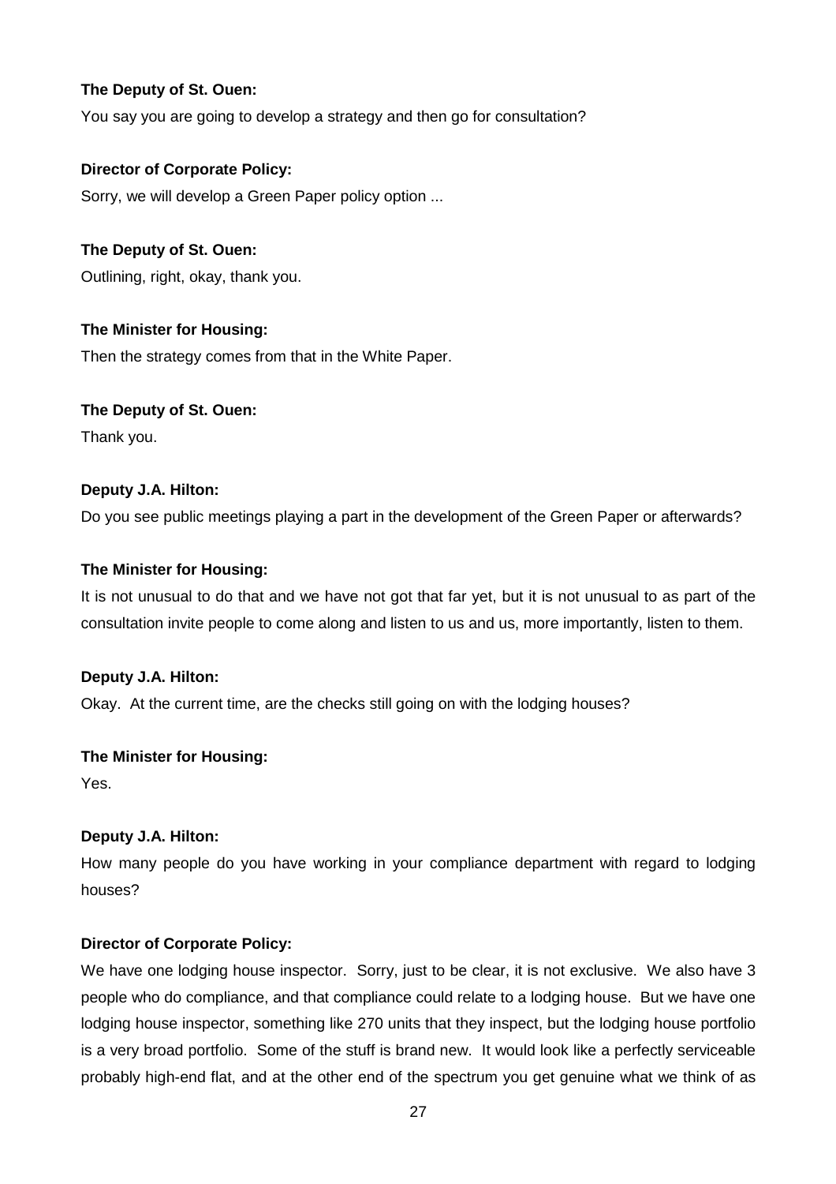**The Deputy of St. Ouen:**

You say you are going to develop a strategy and then go for consultation?

**Director of Corporate Policy:**

Sorry, we will develop a Green Paper policy option ...

**The Deputy of St. Ouen:**

Outlining, right, okay, thank you.

**The Minister for Housing:**

Then the strategy comes from that in the White Paper.

**The Deputy of St. Ouen:**

Thank you.

**Deputy J.A. Hilton:**

Do you see public meetings playing a part in the development of the Green Paper or afterwards?

**The Minister for Housing:**

It is not unusual to do that and we have not got that far yet, but it is not unusual to as part of the consultation invite people to come along and listen to us and us, more importantly, listen to them.

**Deputy J.A. Hilton:**

Okay. At the current time, are the checks still going on with the lodging houses?

**The Minister for Housing:**

Yes.

**Deputy J.A. Hilton:**

How many people do you have working in your compliance department with regard to lodging houses?

**Director of Corporate Policy:**

We have one lodging house inspector. Sorry, just to be clear, it is not exclusive. We also have 3 people who do compliance, and that compliance could relate to a lodging house. But we have one lodging house inspector, something like 270 units that they inspect, but the lodging house portfolio is a very broad portfolio. Some of the stuff is brand new. It would look like a perfectly serviceable probably high-end flat, and at the other end of the spectrum you get genuine what we think of as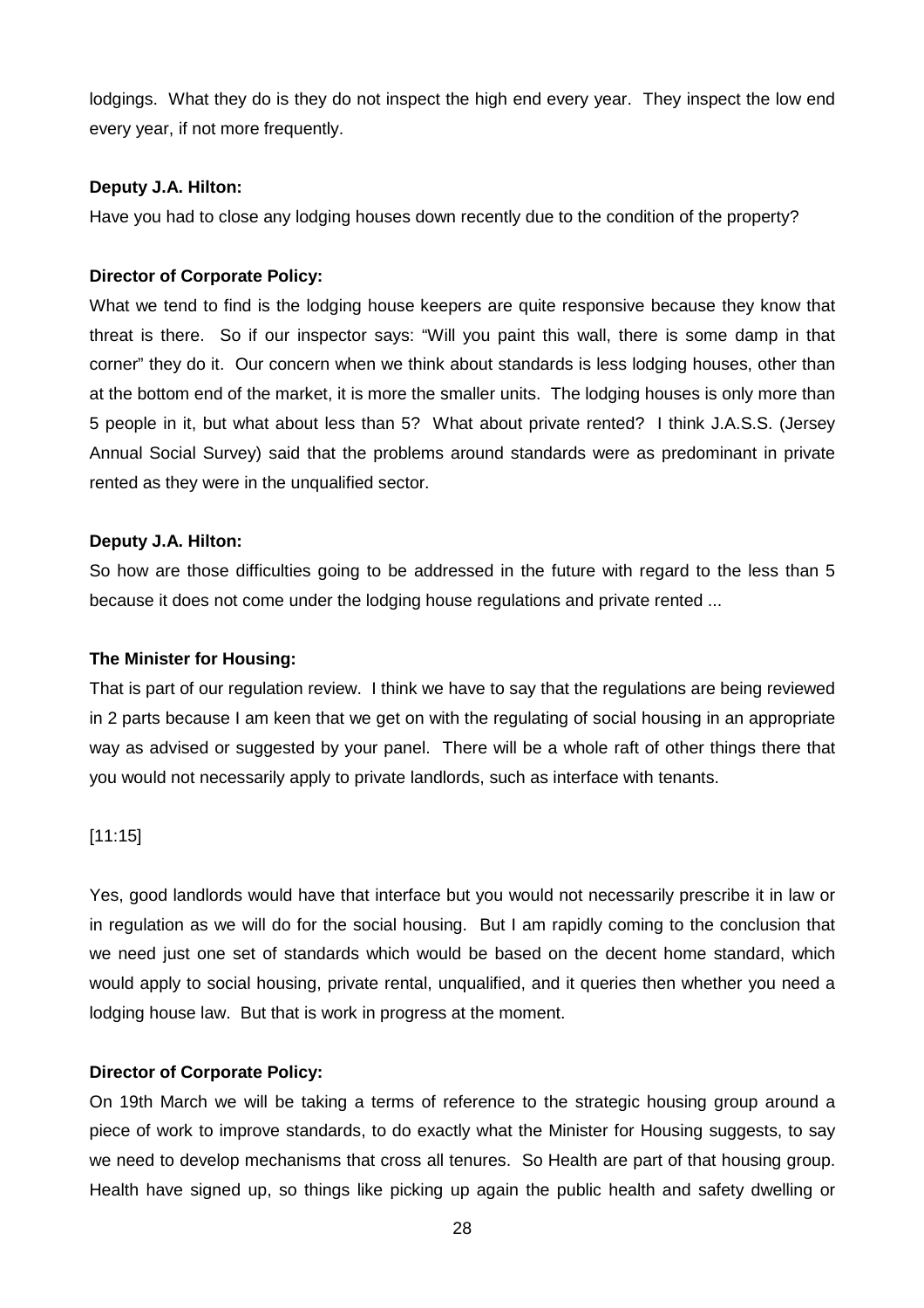lodgings. What they do is they do not inspect the high end every year. They inspect the low end every year, if not more frequently.

**Deputy J.A. Hilton:**

Have you had to close any lodging houses down recently due to the condition of the property?

**Director of Corporate Policy:**

What we tend to find is the lodging house keepers are quite responsive because they know that threat is there. So if our inspector says: "Will you paint this wall, there is some damp in that corner" they do it. Our concern when we think about standards is less lodging houses, other than at the bottom end of the market, it is more the smaller units. The lodging houses is only more than 5 people in it, but what about less than 5? What about private rented? I think J.A.S.S. (Jersey Annual Social Survey) said that the problems around standards were as predominant in private rented as they were in the unqualified sector.

**Deputy J.A. Hilton:**

So how are those difficulties going to be addressed in the future with regard to the less than 5 because it does not come under the lodging house regulations and private rented ...

**The Minister for Housing:**

That is part of our regulation review. I think we have to say that the regulations are being reviewed in 2 parts because I am keen that we get on with the regulating of social housing in an appropriate way as advised or suggested by your panel. There will be a whole raft of other things there that you would not necessarily apply to private landlords, such as interface with tenants.

[11:15]

Yes, good landlords would have that interface but you would not necessarily prescribe it in law or in regulation as we will do for the social housing. But I am rapidly coming to the conclusion that we need just one set of standards which would be based on the decent home standard, which would apply to social housing, private rental, unqualified, and it queries then whether you need a lodging house law. But that is work in progress at the moment.

**Director of Corporate Policy:**

On 19th March we will be taking a terms of reference to the strategic housing group around a piece of work to improve standards, to do exactly what the Minister for Housing suggests, to say we need to develop mechanisms that cross all tenures. So Health are part of that housing group. Health have signed up, so things like picking up again the public health and safety dwelling or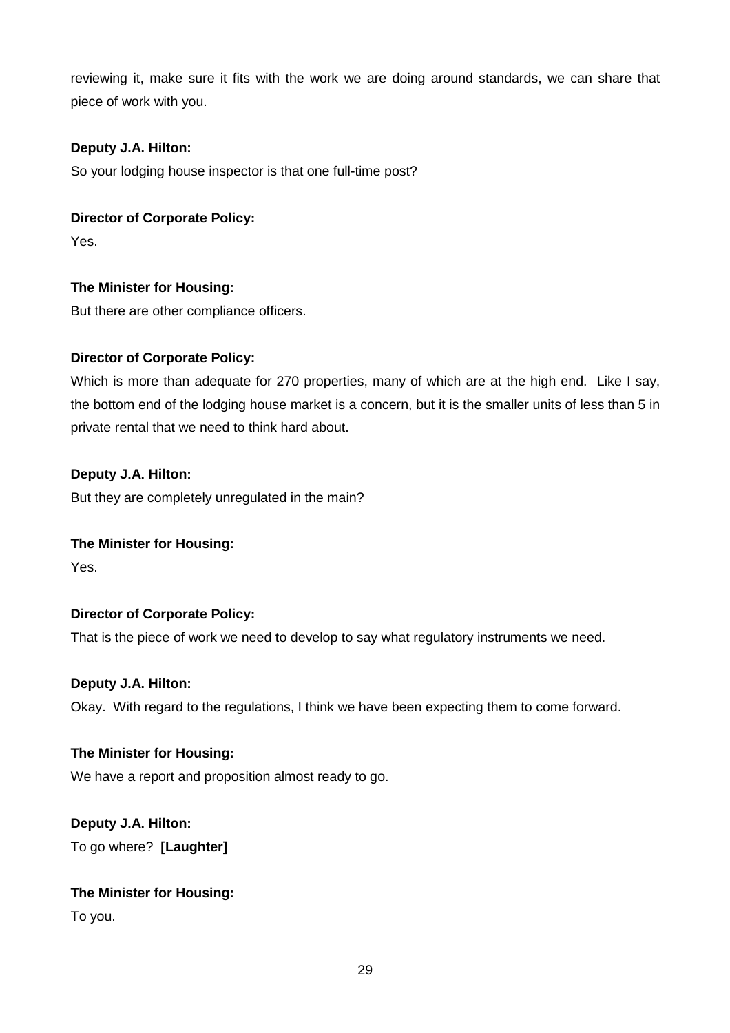reviewing it, make sure it fits with the work we are doing around standards, we can share that piece of work with you.

**Deputy J.A. Hilton:**

So your lodging house inspector is that one full-time post?

**Director of Corporate Policy:**

Yes.

**The Minister for Housing:**

But there are other compliance officers.

**Director of Corporate Policy:**

Which is more than adequate for 270 properties, many of which are at the high end. Like I say, the bottom end of the lodging house market is a concern, but it is the smaller units of less than 5 in private rental that we need to think hard about.

**Deputy J.A. Hilton:**

But they are completely unregulated in the main?

**The Minister for Housing:**

Yes.

**Director of Corporate Policy:**

That is the piece of work we need to develop to say what regulatory instruments we need.

**Deputy J.A. Hilton:**

Okay. With regard to the regulations, I think we have been expecting them to come forward.

**The Minister for Housing:**

We have a report and proposition almost ready to go.

**Deputy J.A. Hilton:**

To go where? **[Laughter]**

**The Minister for Housing:**

To you.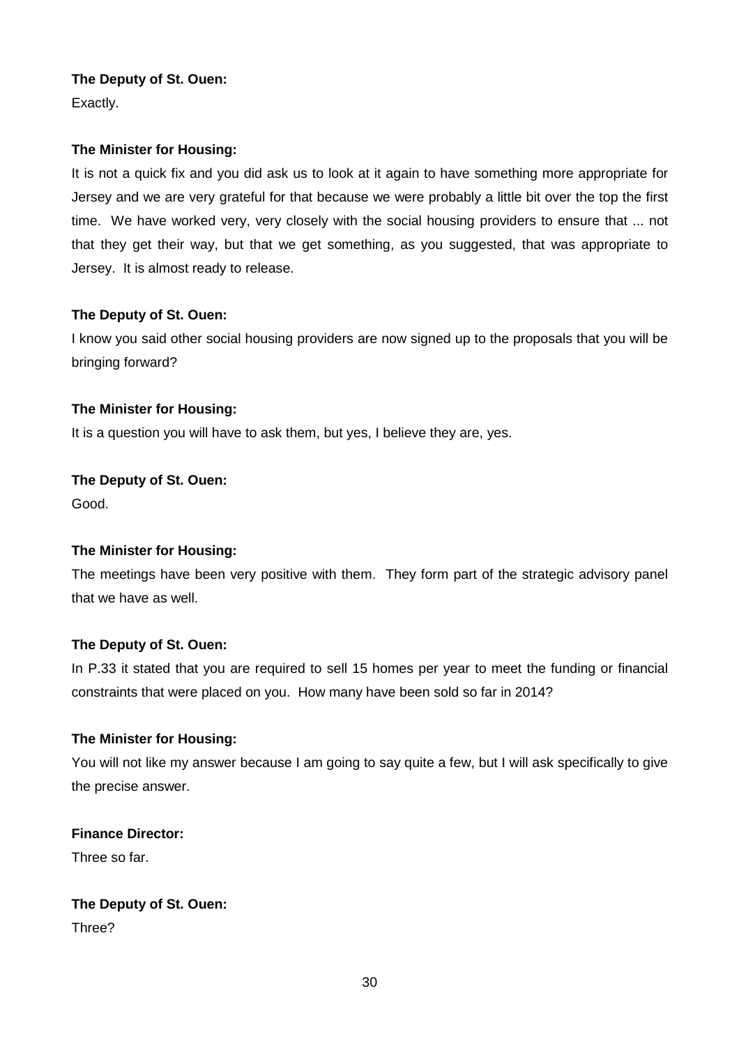**The Deputy of St. Ouen:**

Exactly.

**The Minister for Housing:**

It is not a quick fix and you did ask us to look at it again to have something more appropriate for Jersey and we are very grateful for that because we were probably a little bit over the top the first time. We have worked very, very closely with the social housing providers to ensure that ... not that they get their way, but that we get something, as you suggested, that was appropriate to Jersey. It is almost ready to release.

**The Deputy of St. Ouen:**

I know you said other social housing providers are now signed up to the proposals that you will be bringing forward?

**The Minister for Housing:**

It is a question you will have to ask them, but yes, I believe they are, yes.

**The Deputy of St. Ouen:**

Good.

**The Minister for Housing:**

The meetings have been very positive with them. They form part of the strategic advisory panel that we have as well.

**The Deputy of St. Ouen:**

In P.33 it stated that you are required to sell 15 homes per year to meet the funding or financial constraints that were placed on you. How many have been sold so far in 2014?

**The Minister for Housing:**

You will not like my answer because I am going to say quite a few, but I will ask specifically to give the precise answer.

**Finance Director:**

Three so far.

**The Deputy of St. Ouen:**

Three?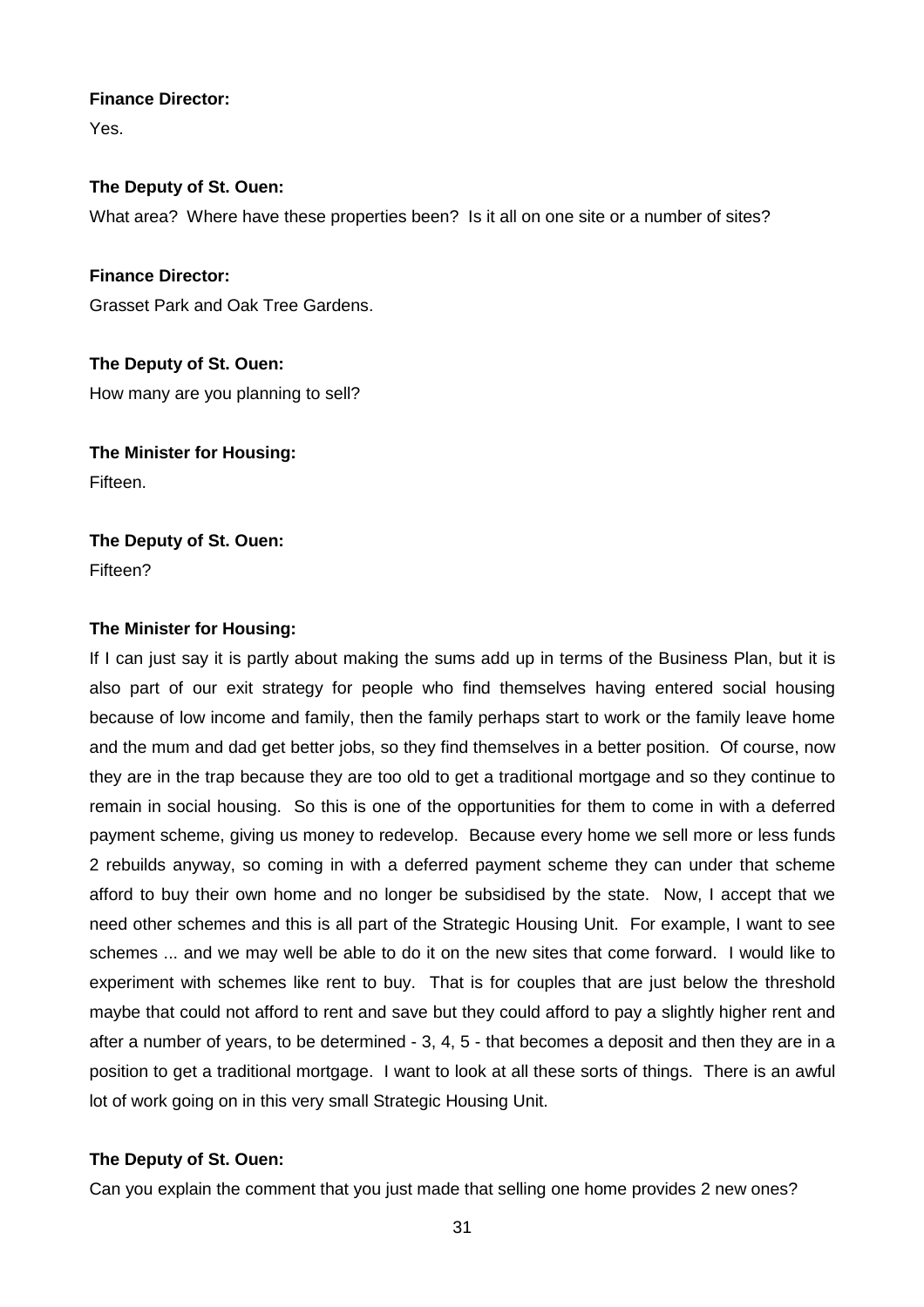**Finance Director:**

Yes.

**The Deputy of St. Ouen:**

What area? Where have these properties been? Is it all on one site or a number of sites?

**Finance Director:**

Grasset Park and Oak Tree Gardens.

**The Deputy of St. Ouen:**

How many are you planning to sell?

**The Minister for Housing:**

Fifteen.

**The Deputy of St. Ouen:**

Fifteen?

**The Minister for Housing:**

If I can just say it is partly about making the sums add up in terms of the Business Plan, but it is also part of our exit strategy for people who find themselves having entered social housing because of low income and family, then the family perhaps start to work or the family leave home and the mum and dad get better jobs, so they find themselves in a better position. Of course, now they are in the trap because they are too old to get a traditional mortgage and so they continue to remain in social housing. So this is one of the opportunities for them to come in with a deferred payment scheme, giving us money to redevelop. Because every home we sell more or less funds 2 rebuilds anyway, so coming in with a deferred payment scheme they can under that scheme afford to buy their own home and no longer be subsidised by the state. Now, I accept that we need other schemes and this is all part of the Strategic Housing Unit. For example, I want to see schemes ... and we may well be able to do it on the new sites that come forward. I would like to experiment with schemes like rent to buy. That is for couples that are just below the threshold maybe that could not afford to rent and save but they could afford to pay a slightly higher rent and after a number of years, to be determined - 3, 4, 5 - that becomes a deposit and then they are in a position to get a traditional mortgage. I want to look at all these sorts of things. There is an awful lot of work going on in this very small Strategic Housing Unit.

**The Deputy of St. Ouen:**

Can you explain the comment that you just made that selling one home provides 2 new ones?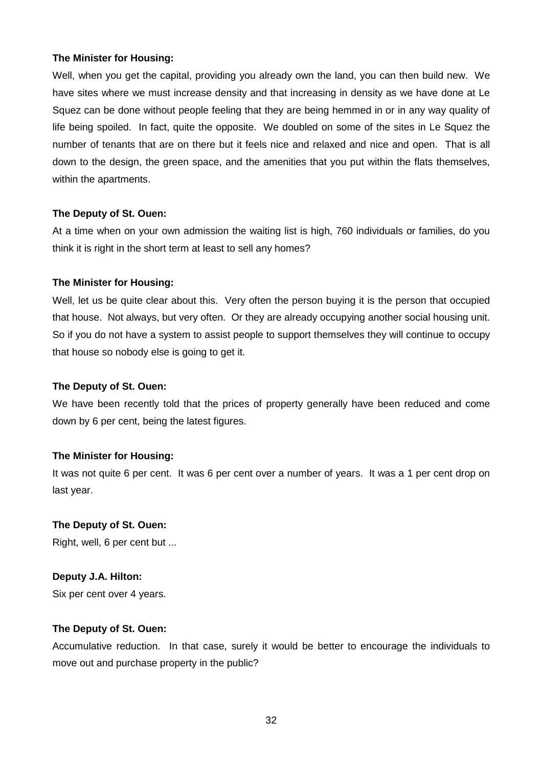**The Minister for Housing:**

Well, when you get the capital, providing you already own the land, you can then build new. We have sites where we must increase density and that increasing in density as we have done at Le Squez can be done without people feeling that they are being hemmed in or in any way quality of life being spoiled. In fact, quite the opposite. We doubled on some of the sites in Le Squez the number of tenants that are on there but it feels nice and relaxed and nice and open. That is all down to the design, the green space, and the amenities that you put within the flats themselves, within the apartments.

**The Deputy of St. Ouen:**

At a time when on your own admission the waiting list is high, 760 individuals or families, do you think it is right in the short term at least to sell any homes?

**The Minister for Housing:**

Well, let us be quite clear about this. Very often the person buying it is the person that occupied that house. Not always, but very often. Or they are already occupying another social housing unit. So if you do not have a system to assist people to support themselves they will continue to occupy that house so nobody else is going to get it.

**The Deputy of St. Ouen:**

We have been recently told that the prices of property generally have been reduced and come down by 6 per cent, being the latest figures.

**The Minister for Housing:**

It was not quite 6 per cent. It was 6 per cent over a number of years. It was a 1 per cent drop on last year.

**The Deputy of St. Ouen:**

Right, well, 6 per cent but ...

**Deputy J.A. Hilton:**

Six per cent over 4 years.

**The Deputy of St. Ouen:**

Accumulative reduction. In that case, surely it would be better to encourage the individuals to move out and purchase property in the public?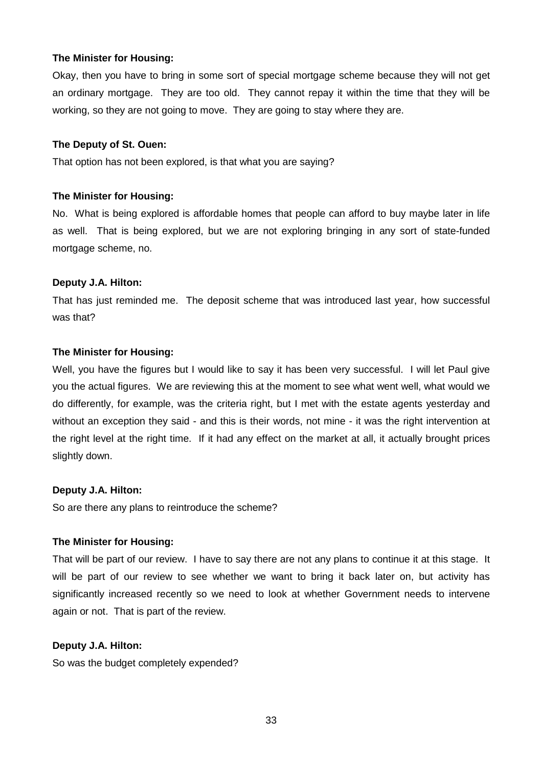**The Minister for Housing:**

Okay, then you have to bring in some sort of special mortgage scheme because they will not get an ordinary mortgage. They are too old. They cannot repay it within the time that they will be working, so they are not going to move. They are going to stay where they are.

**The Deputy of St. Ouen:**

That option has not been explored, is that what you are saying?

**The Minister for Housing:**

No. What is being explored is affordable homes that people can afford to buy maybe later in life as well. That is being explored, but we are not exploring bringing in any sort of state-funded mortgage scheme, no.

**Deputy J.A. Hilton:**

That has just reminded me. The deposit scheme that was introduced last year, how successful was that?

**The Minister for Housing:**

Well, you have the figures but I would like to say it has been very successful. I will let Paul give you the actual figures. We are reviewing this at the moment to see what went well, what would we do differently, for example, was the criteria right, but I met with the estate agents yesterday and without an exception they said - and this is their words, not mine - it was the right intervention at the right level at the right time. If it had any effect on the market at all, it actually brought prices slightly down.

**Deputy J.A. Hilton:**

So are there any plans to reintroduce the scheme?

**The Minister for Housing:**

That will be part of our review. I have to say there are not any plans to continue it at this stage. It will be part of our review to see whether we want to bring it back later on, but activity has significantly increased recently so we need to look at whether Government needs to intervene again or not. That is part of the review.

**Deputy J.A. Hilton:**

So was the budget completely expended?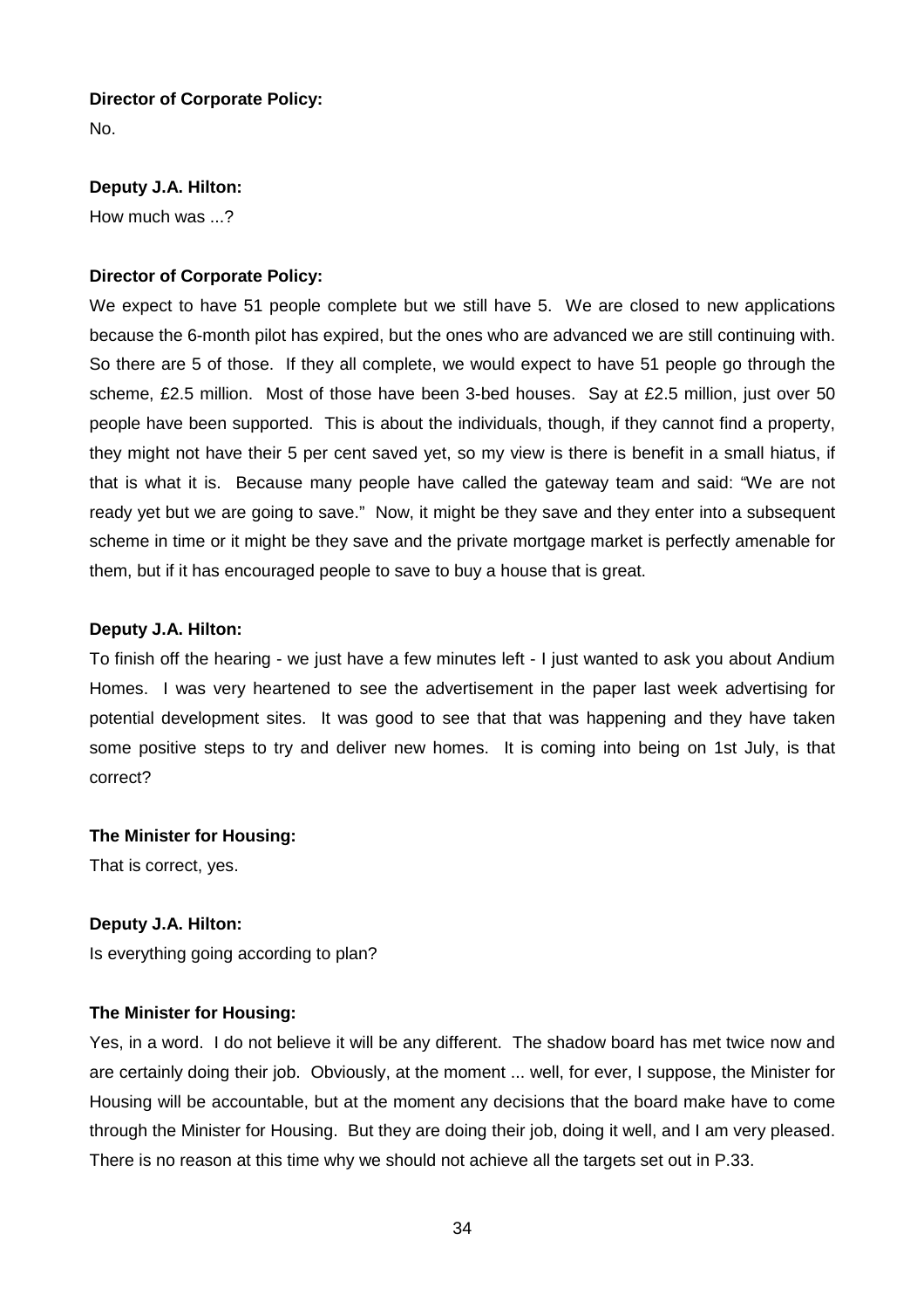**Director of Corporate Policy:**

No.

**Deputy J.A. Hilton:**

How much was ...?

**Director of Corporate Policy:**

We expect to have 51 people complete but we still have 5. We are closed to new applications because the 6-month pilot has expired, but the ones who are advanced we are still continuing with. So there are 5 of those. If they all complete, we would expect to have 51 people go through the scheme, £2.5 million. Most of those have been 3-bed houses. Say at £2.5 million, just over 50 people have been supported. This is about the individuals, though, if they cannot find a property, they might not have their 5 per cent saved yet, so my view is there is benefit in a small hiatus, if that is what it is. Because many people have called the gateway team and said: "We are not ready yet but we are going to save." Now, it might be they save and they enter into a subsequent scheme in time or it might be they save and the private mortgage market is perfectly amenable for them, but if it has encouraged people to save to buy a house that is great.

**Deputy J.A. Hilton:**

To finish off the hearing - we just have a few minutes left - I just wanted to ask you about Andium Homes. I was very heartened to see the advertisement in the paper last week advertising for potential development sites. It was good to see that that was happening and they have taken some positive steps to try and deliver new homes. It is coming into being on 1st July, is that correct?

**The Minister for Housing:**

That is correct, yes.

**Deputy J.A. Hilton:**

Is everything going according to plan?

**The Minister for Housing:**

Yes, in a word. I do not believe it will be any different. The shadow board has met twice now and are certainly doing their job. Obviously, at the moment ... well, for ever, I suppose, the Minister for Housing will be accountable, but at the moment any decisions that the board make have to come through the Minister for Housing. But they are doing their job, doing it well, and I am very pleased. There is no reason at this time why we should not achieve all the targets set out in P.33.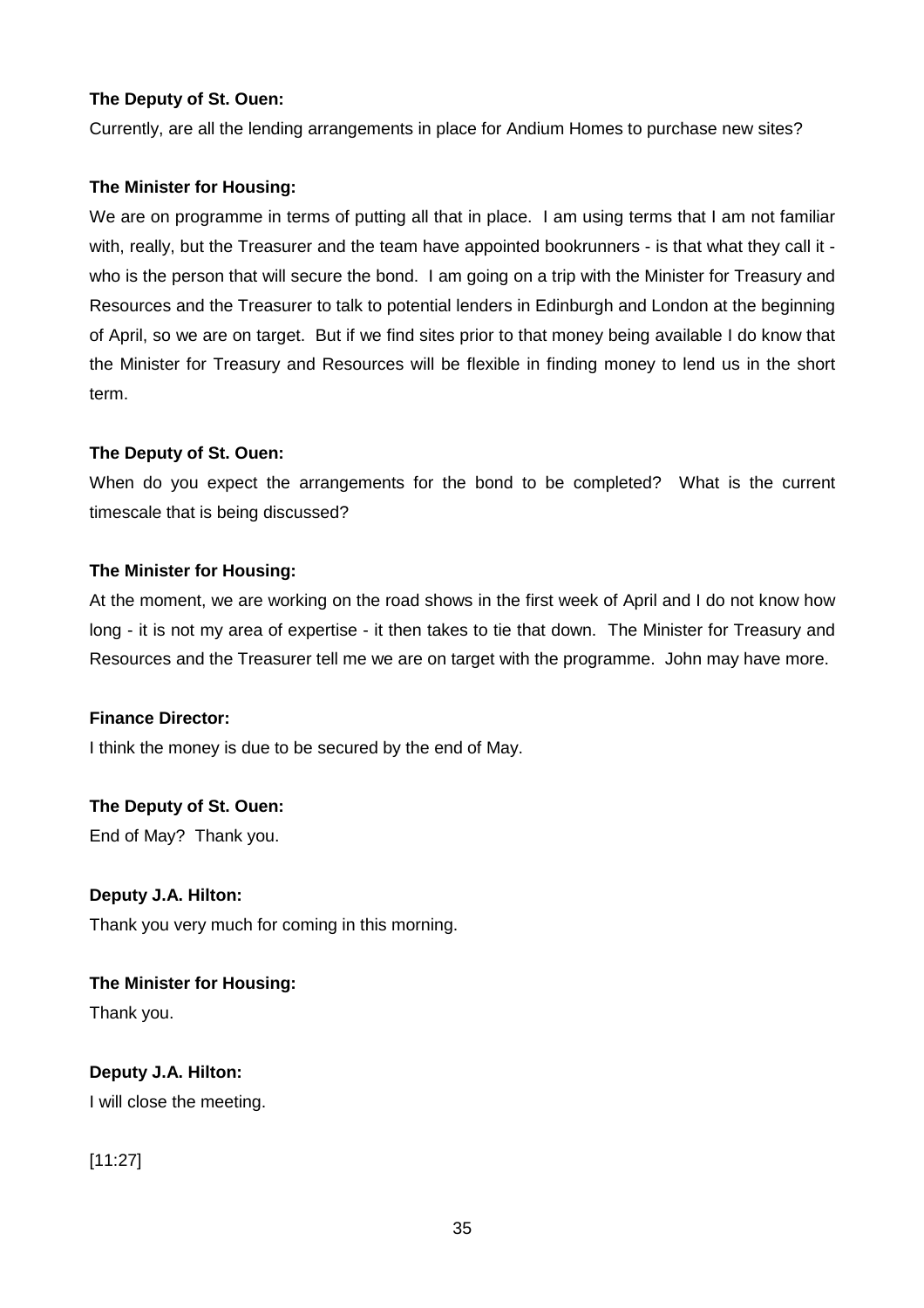**The Deputy of St. Ouen:**

Currently, are all the lending arrangements in place for Andium Homes to purchase new sites?

**The Minister for Housing:**

We are on programme in terms of putting all that in place. I am using terms that I am not familiar with, really, but the Treasurer and the team have appointed bookrunners - is that what they call it - who is the person that will secure the bond. I am going on a trip with the Minister for Treasury and Resources and the Treasurer to talk to potential lenders in Edinburgh and London at the beginning of April, so we are on target. But if we find sites prior to that money being available I do know that the Minister for Treasury and Resources will be flexible in finding money to lend us in the short term.

**The Deputy of St. Ouen:**

When do you expect the arrangements for the bond to be completed? What is the current timescale that is being discussed?

**The Minister for Housing:**

At the moment, we are working on the road shows in the first week of April and I do not know how long - it is not my area of expertise - it then takes to tie that down. The Minister for Treasury and Resources and the Treasurer tell me we are on target with the programme. John may have more.

**Finance Director:**

I think the money is due to be secured by the end of May.

**The Deputy of St. Ouen:**

End of May? Thank you.

**Deputy J.A. Hilton:**

Thank you very much for coming in this morning.

**The Minister for Housing:**

Thank you.

**Deputy J.A. Hilton:**

I will close the meeting.

[11:27]